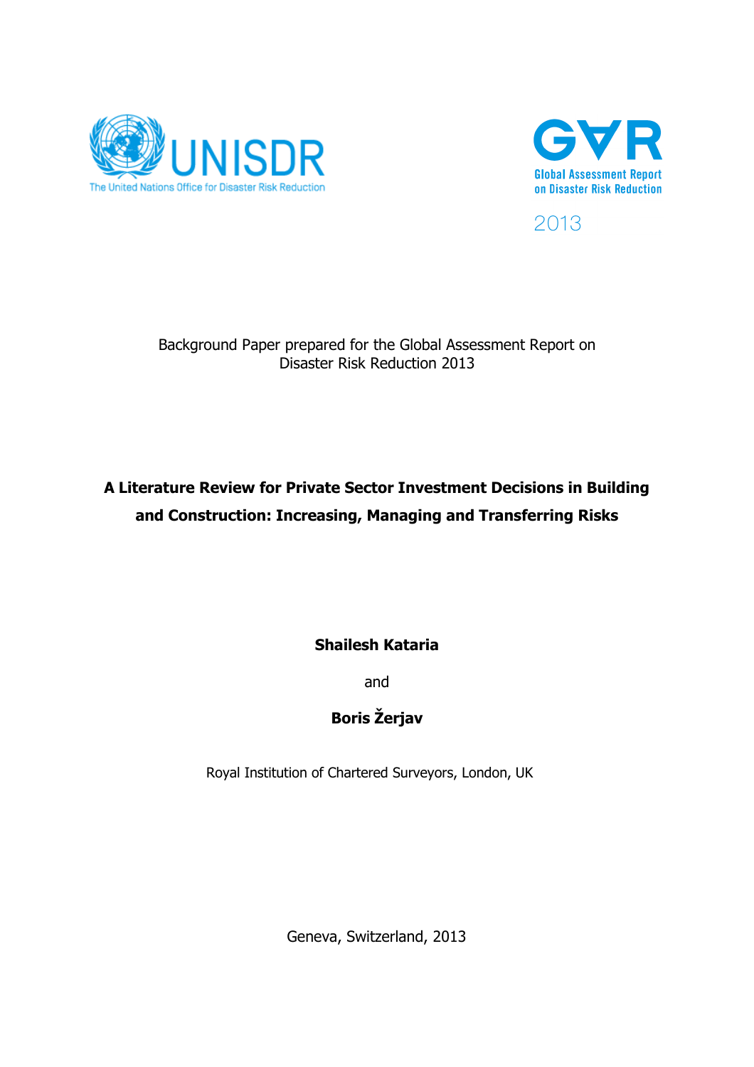UNISDR

The United Nations Office for Disaster Risk Reduction

GAR

Global Assessment Report on Disaster Risk Reduction

2013

Background Paper prepared for the Global Assessment Report on Disaster Risk Reduction 2013

# A Literature Review for Private Sector Investment Decisions in Building and Construction: Increasing, Managing and Transferring Risks

**Shailesh Kataria**

and

**Boris Žerjav**

Royal Institution of Chartered Surveyors, London, UK

Geneva, Switzerland, 2013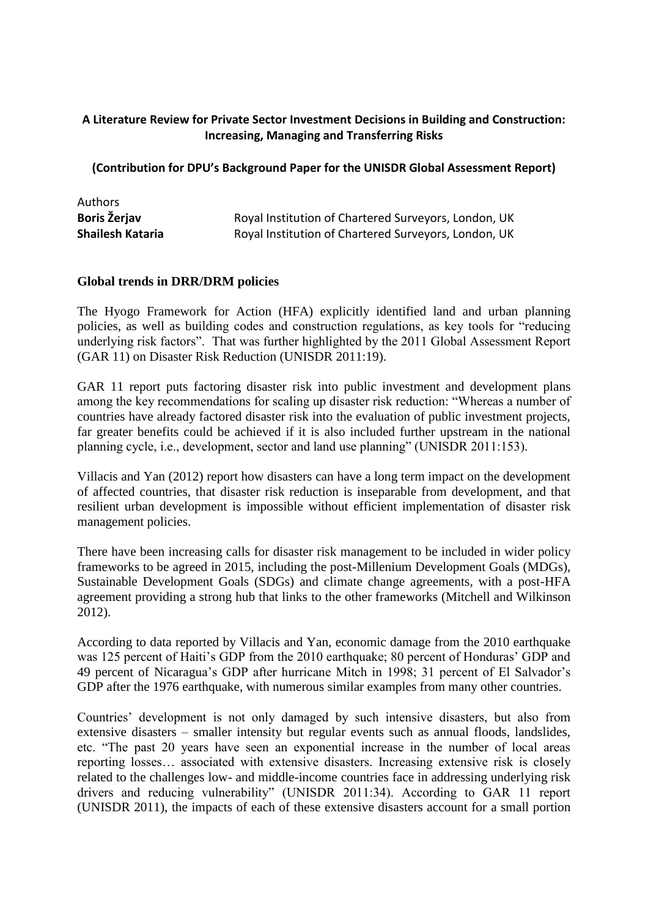**A Literature Review for Private Sector Investment Decisions in Building and Construction: Increasing, Managing and Transferring Risks**

**(Contribution for DPU's Background Paper for the UNISDR Global Assessment Report)**

Authors

| | |
|---|---|
| **Boris Žerjav** | Royal Institution of Chartered Surveyors, London, UK |
| **Shailesh Kataria** | Royal Institution of Chartered Surveyors, London, UK |

## Global trends in DRR/DRM policies

The Hyogo Framework for Action (HFA) explicitly identified land and urban planning policies, as well as building codes and construction regulations, as key tools for "reducing underlying risk factors". That was further highlighted by the 2011 Global Assessment Report (GAR 11) on Disaster Risk Reduction (UNISDR 2011:19).

GAR 11 report puts factoring disaster risk into public investment and development plans among the key recommendations for scaling up disaster risk reduction: "Whereas a number of countries have already factored disaster risk into the evaluation of public investment projects, far greater benefits could be achieved if it is also included further upstream in the national planning cycle, i.e., development, sector and land use planning" (UNISDR 2011:153).

Villacis and Yan (2012) report how disasters can have a long term impact on the development of affected countries, that disaster risk reduction is inseparable from development, and that resilient urban development is impossible without efficient implementation of disaster risk management policies.

There have been increasing calls for disaster risk management to be included in wider policy frameworks to be agreed in 2015, including the post-Millenium Development Goals (MDGs), Sustainable Development Goals (SDGs) and climate change agreements, with a post-HFA agreement providing a strong hub that links to the other frameworks (Mitchell and Wilkinson 2012).

According to data reported by Villacis and Yan, economic damage from the 2010 earthquake was 125 percent of Haiti's GDP from the 2010 earthquake; 80 percent of Honduras' GDP and 49 percent of Nicaragua's GDP after hurricane Mitch in 1998; 31 percent of El Salvador's GDP after the 1976 earthquake, with numerous similar examples from many other countries.

Countries' development is not only damaged by such intensive disasters, but also from extensive disasters – smaller intensity but regular events such as annual floods, landslides, etc. "The past 20 years have seen an exponential increase in the number of local areas reporting losses… associated with extensive disasters. Increasing extensive risk is closely related to the challenges low- and middle-income countries face in addressing underlying risk drivers and reducing vulnerability" (UNISDR 2011:34). According to GAR 11 report (UNISDR 2011), the impacts of each of these extensive disasters account for a small portion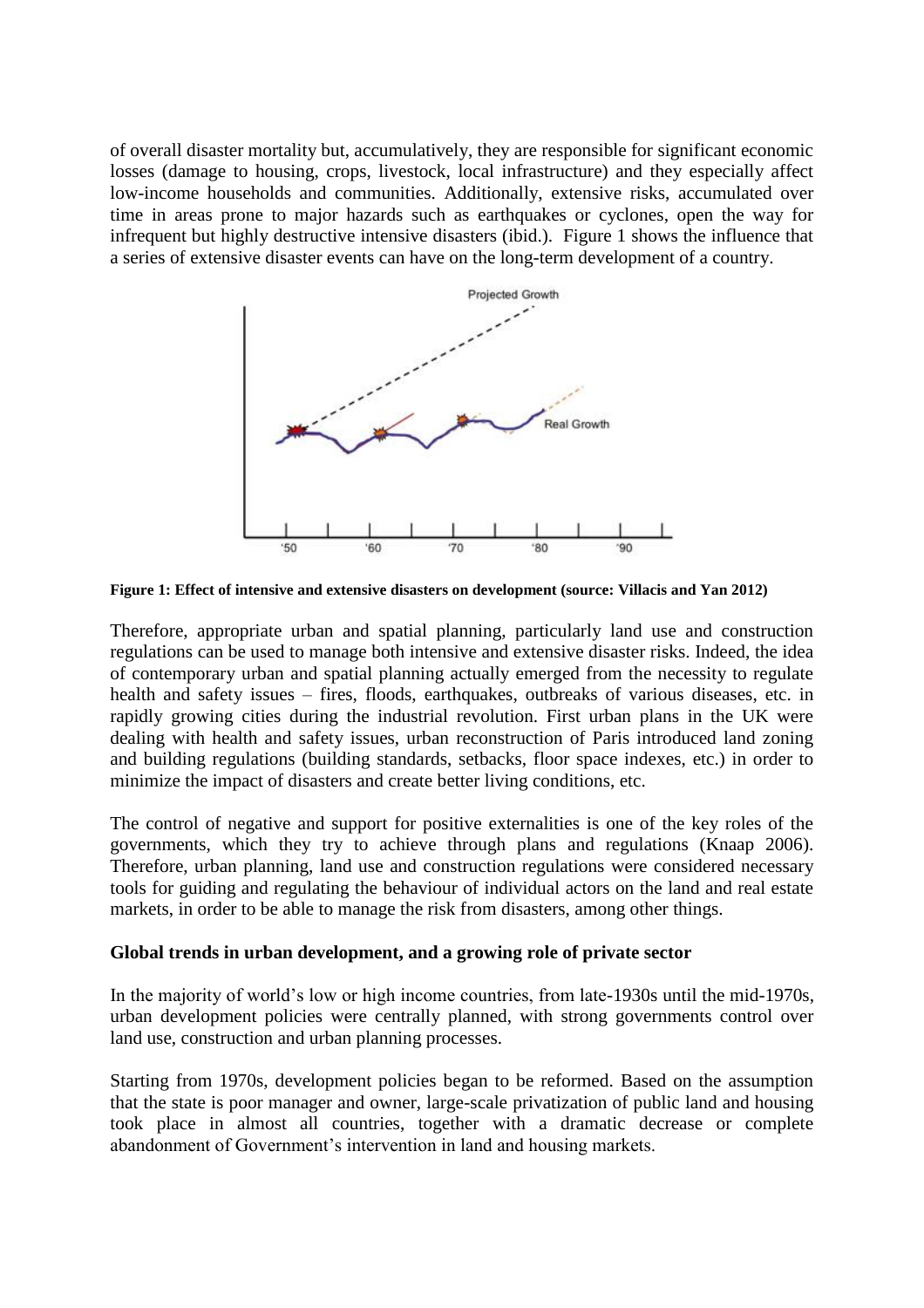of overall disaster mortality but, accumulatively, they are responsible for significant economic losses (damage to housing, crops, livestock, local infrastructure) and they especially affect low-income households and communities. Additionally, extensive risks, accumulated over time in areas prone to major hazards such as earthquakes or cyclones, open the way for infrequent but highly destructive intensive disasters (ibid.). Figure 1 shows the influence that a series of extensive disaster events can have on the long-term development of a country.

Projected Growth

Real Growth

'50 '60 '70 '80 '90

**Figure 1: Effect of intensive and extensive disasters on development (source: Villacis and Yan 2012)**

Therefore, appropriate urban and spatial planning, particularly land use and construction regulations can be used to manage both intensive and extensive disaster risks. Indeed, the idea of contemporary urban and spatial planning actually emerged from the necessity to regulate health and safety issues – fires, floods, earthquakes, outbreaks of various diseases, etc. in rapidly growing cities during the industrial revolution. First urban plans in the UK were dealing with health and safety issues, urban reconstruction of Paris introduced land zoning and building regulations (building standards, setbacks, floor space indexes, etc.) in order to minimize the impact of disasters and create better living conditions, etc.

The control of negative and support for positive externalities is one of the key roles of the governments, which they try to achieve through plans and regulations (Knaap 2006). Therefore, urban planning, land use and construction regulations were considered necessary tools for guiding and regulating the behaviour of individual actors on the land and real estate markets, in order to be able to manage the risk from disasters, among other things.

**Global trends in urban development, and a growing role of private sector**

In the majority of world's low or high income countries, from late-1930s until the mid-1970s, urban development policies were centrally planned, with strong governments control over land use, construction and urban planning processes.

Starting from 1970s, development policies began to be reformed. Based on the assumption that the state is poor manager and owner, large-scale privatization of public land and housing took place in almost all countries, together with a dramatic decrease or complete abandonment of Government's intervention in land and housing markets.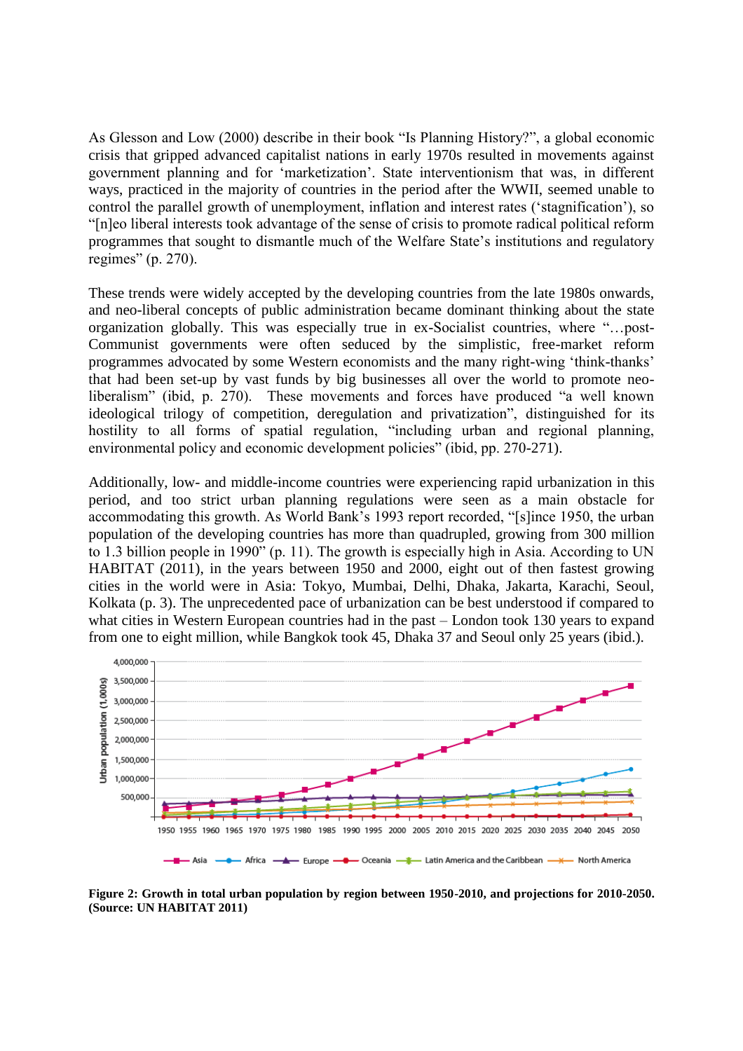As Glesson and Low (2000) describe in their book "Is Planning History?", a global economic crisis that gripped advanced capitalist nations in early 1970s resulted in movements against government planning and for 'marketization'. State interventionism that was, in different ways, practiced in the majority of countries in the period after the WWII, seemed unable to control the parallel growth of unemployment, inflation and interest rates ('stagnification'), so "[n]eo liberal interests took advantage of the sense of crisis to promote radical political reform programmes that sought to dismantle much of the Welfare State's institutions and regulatory regimes" (p. 270).

These trends were widely accepted by the developing countries from the late 1980s onwards, and neo-liberal concepts of public administration became dominant thinking about the state organization globally. This was especially true in ex-Socialist countries, where "…post-Communist governments were often seduced by the simplistic, free-market reform programmes advocated by some Western economists and the many right-wing 'think-thanks' that had been set-up by vast funds by big businesses all over the world to promote neo-liberalism" (ibid, p. 270). These movements and forces have produced "a well known ideological trilogy of competition, deregulation and privatization", distinguished for its hostility to all forms of spatial regulation, "including urban and regional planning, environmental policy and economic development policies" (ibid, pp. 270-271).

Additionally, low- and middle-income countries were experiencing rapid urbanization in this period, and too strict urban planning regulations were seen as a main obstacle for accommodating this growth. As World Bank's 1993 report recorded, "[s]ince 1950, the urban population of the developing countries has more than quadrupled, growing from 300 million to 1.3 billion people in 1990" (p. 11). The growth is especially high in Asia. According to UN HABITAT (2011), in the years between 1950 and 2000, eight out of then fastest growing cities in the world were in Asia: Tokyo, Mumbai, Delhi, Dhaka, Jakarta, Karachi, Seoul, Kolkata (p. 3). The unprecedented pace of urbanization can be best understood if compared to what cities in Western European countries had in the past – London took 130 years to expand from one to eight million, while Bangkok took 45, Dhaka 37 and Seoul only 25 years (ibid.).

Urban population (1,000s)

4,000,000
3,500,000
3,000,000
2,500,000
2,000,000
1,500,000
1,000,000
500,000

1950 1955 1960 1965 1970 1975 1980 1985 1990 1995 2000 2005 2010 2015 2020 2025 2030 2035 2040 2045 2050

Asia, Africa, Europe, Oceania, Latin America and the Caribbean, North America

**Figure 2: Growth in total urban population by region between 1950-2010, and projections for 2010-2050. (Source: UN HABITAT 2011)**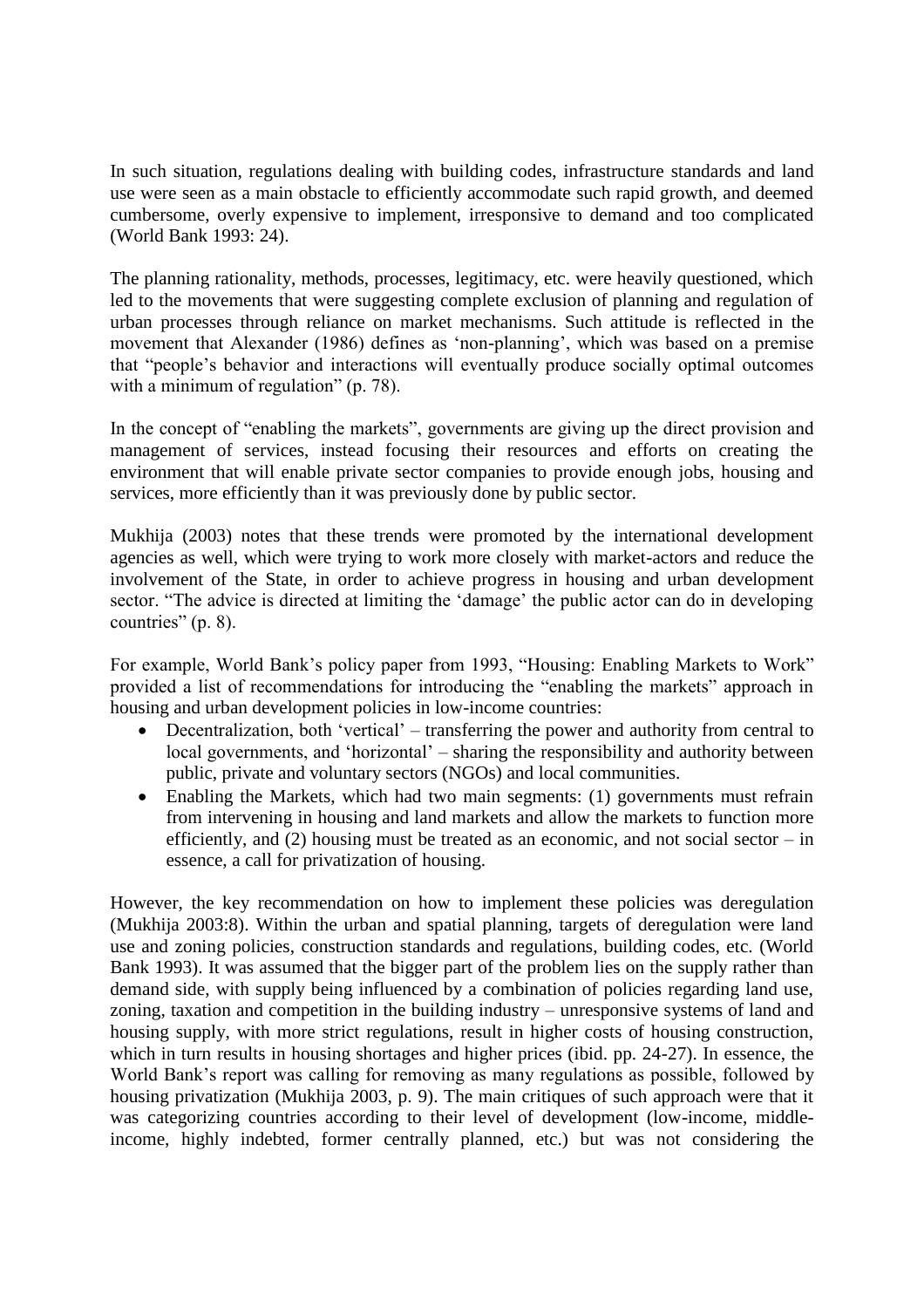In such situation, regulations dealing with building codes, infrastructure standards and land use were seen as a main obstacle to efficiently accommodate such rapid growth, and deemed cumbersome, overly expensive to implement, irresponsive to demand and too complicated (World Bank 1993: 24).

The planning rationality, methods, processes, legitimacy, etc. were heavily questioned, which led to the movements that were suggesting complete exclusion of planning and regulation of urban processes through reliance on market mechanisms. Such attitude is reflected in the movement that Alexander (1986) defines as 'non-planning', which was based on a premise that "people's behavior and interactions will eventually produce socially optimal outcomes with a minimum of regulation" (p. 78).

In the concept of "enabling the markets", governments are giving up the direct provision and management of services, instead focusing their resources and efforts on creating the environment that will enable private sector companies to provide enough jobs, housing and services, more efficiently than it was previously done by public sector.

Mukhija (2003) notes that these trends were promoted by the international development agencies as well, which were trying to work more closely with market-actors and reduce the involvement of the State, in order to achieve progress in housing and urban development sector. "The advice is directed at limiting the 'damage' the public actor can do in developing countries" (p. 8).

For example, World Bank's policy paper from 1993, "Housing: Enabling Markets to Work" provided a list of recommendations for introducing the "enabling the markets" approach in housing and urban development policies in low-income countries:

- Decentralization, both 'vertical' – transferring the power and authority from central to local governments, and 'horizontal' – sharing the responsibility and authority between public, private and voluntary sectors (NGOs) and local communities.
- Enabling the Markets, which had two main segments: (1) governments must refrain from intervening in housing and land markets and allow the markets to function more efficiently, and (2) housing must be treated as an economic, and not social sector – in essence, a call for privatization of housing.

However, the key recommendation on how to implement these policies was deregulation (Mukhija 2003:8). Within the urban and spatial planning, targets of deregulation were land use and zoning policies, construction standards and regulations, building codes, etc. (World Bank 1993). It was assumed that the bigger part of the problem lies on the supply rather than demand side, with supply being influenced by a combination of policies regarding land use, zoning, taxation and competition in the building industry – unresponsive systems of land and housing supply, with more strict regulations, result in higher costs of housing construction, which in turn results in housing shortages and higher prices (ibid. pp. 24-27). In essence, the World Bank's report was calling for removing as many regulations as possible, followed by housing privatization (Mukhija 2003, p. 9). The main critiques of such approach were that it was categorizing countries according to their level of development (low-income, middle-income, highly indebted, former centrally planned, etc.) but was not considering the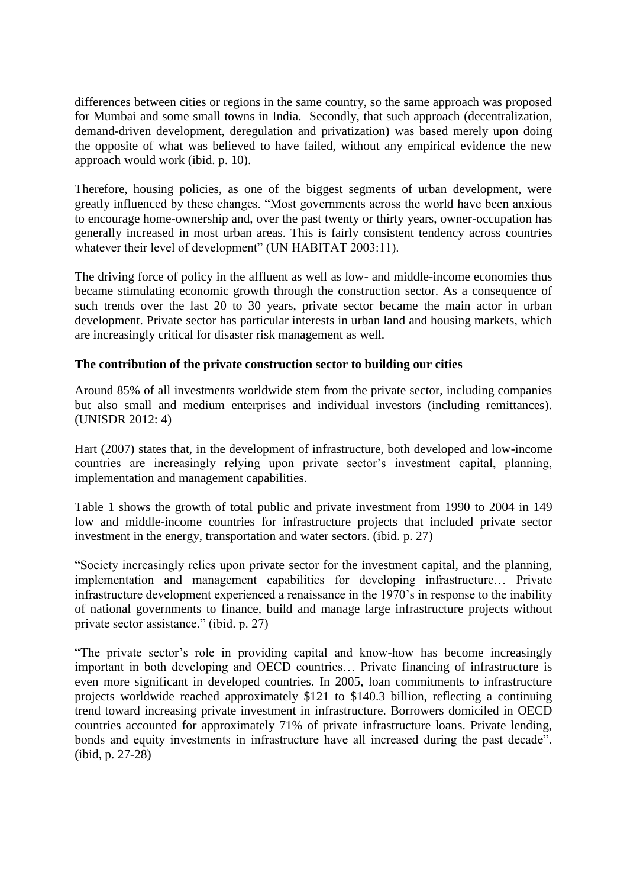differences between cities or regions in the same country, so the same approach was proposed for Mumbai and some small towns in India. Secondly, that such approach (decentralization, demand-driven development, deregulation and privatization) was based merely upon doing the opposite of what was believed to have failed, without any empirical evidence the new approach would work (ibid. p. 10).

Therefore, housing policies, as one of the biggest segments of urban development, were greatly influenced by these changes. "Most governments across the world have been anxious to encourage home-ownership and, over the past twenty or thirty years, owner-occupation has generally increased in most urban areas. This is fairly consistent tendency across countries whatever their level of development" (UN HABITAT 2003:11).

The driving force of policy in the affluent as well as low- and middle-income economies thus became stimulating economic growth through the construction sector. As a consequence of such trends over the last 20 to 30 years, private sector became the main actor in urban development. Private sector has particular interests in urban land and housing markets, which are increasingly critical for disaster risk management as well.

**The contribution of the private construction sector to building our cities**

Around 85% of all investments worldwide stem from the private sector, including companies but also small and medium enterprises and individual investors (including remittances). (UNISDR 2012: 4)

Hart (2007) states that, in the development of infrastructure, both developed and low-income countries are increasingly relying upon private sector's investment capital, planning, implementation and management capabilities.

Table 1 shows the growth of total public and private investment from 1990 to 2004 in 149 low and middle-income countries for infrastructure projects that included private sector investment in the energy, transportation and water sectors. (ibid. p. 27)

"Society increasingly relies upon private sector for the investment capital, and the planning, implementation and management capabilities for developing infrastructure… Private infrastructure development experienced a renaissance in the 1970's in response to the inability of national governments to finance, build and manage large infrastructure projects without private sector assistance." (ibid. p. 27)

"The private sector's role in providing capital and know-how has become increasingly important in both developing and OECD countries… Private financing of infrastructure is even more significant in developed countries. In 2005, loan commitments to infrastructure projects worldwide reached approximately $121 to $140.3 billion, reflecting a continuing trend toward increasing private investment in infrastructure. Borrowers domiciled in OECD countries accounted for approximately 71% of private infrastructure loans. Private lending, bonds and equity investments in infrastructure have all increased during the past decade". (ibid, p. 27-28)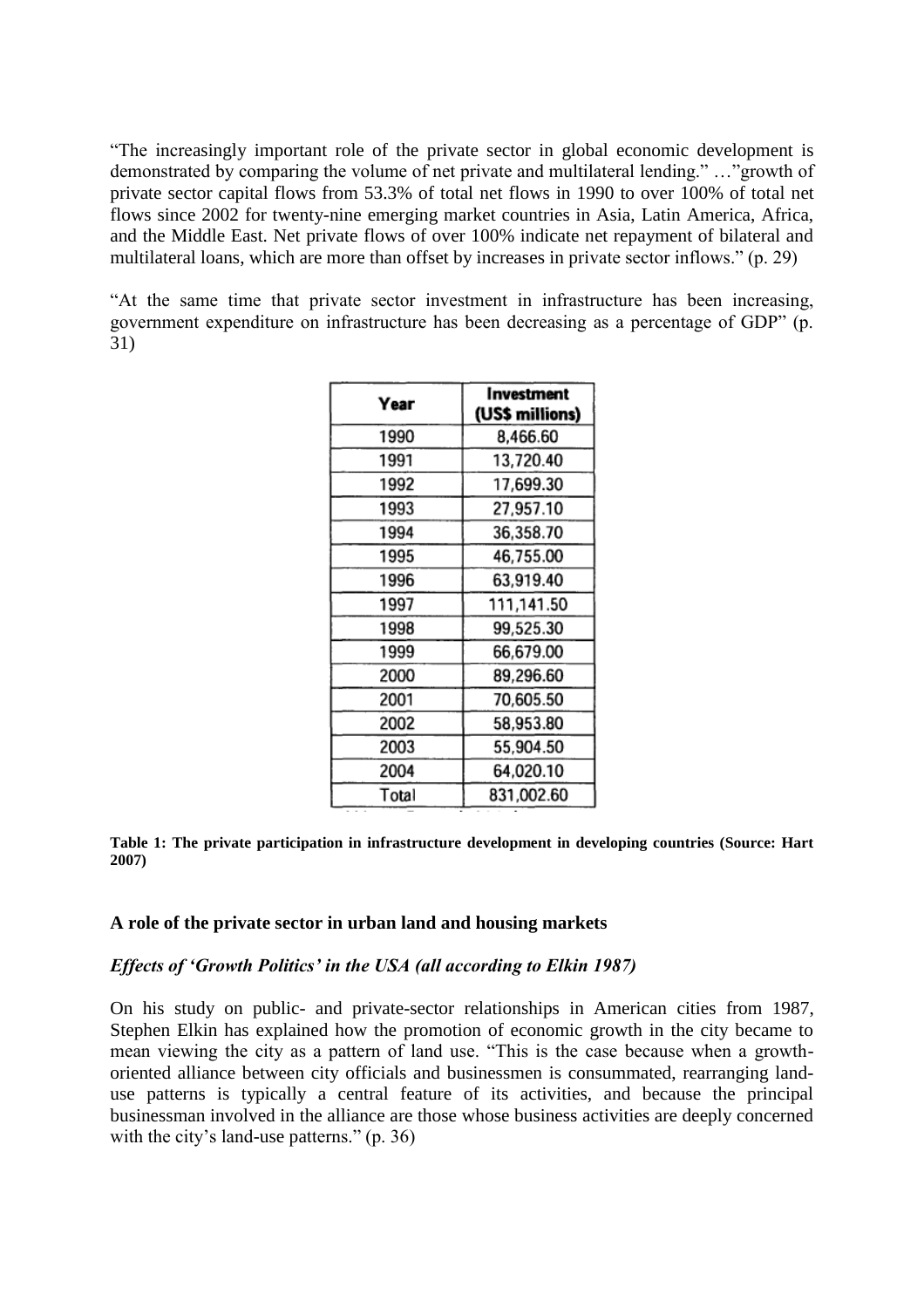"The increasingly important role of the private sector in global economic development is demonstrated by comparing the volume of net private and multilateral lending." …"growth of private sector capital flows from 53.3% of total net flows in 1990 to over 100% of total net flows since 2002 for twenty-nine emerging market countries in Asia, Latin America, Africa, and the Middle East. Net private flows of over 100% indicate net repayment of bilateral and multilateral loans, which are more than offset by increases in private sector inflows." (p. 29)

"At the same time that private sector investment in infrastructure has been increasing, government expenditure on infrastructure has been decreasing as a percentage of GDP" (p. 31)

| Year | Investment (US$ millions) |
|---|---|
| 1990 | 8,466.60 |
| 1991 | 13,720.40 |
| 1992 | 17,699.30 |
| 1993 | 27,957.10 |
| 1994 | 36,358.70 |
| 1995 | 46,755.00 |
| 1996 | 63,919.40 |
| 1997 | 111,141.50 |
| 1998 | 99,525.30 |
| 1999 | 66,679.00 |
| 2000 | 89,296.60 |
| 2001 | 70,605.50 |
| 2002 | 58,953.80 |
| 2003 | 55,904.50 |
| 2004 | 64,020.10 |
| Total | 831,002.60 |

**Table 1: The private participation in infrastructure development in developing countries (Source: Hart 2007)**

### A role of the private sector in urban land and housing markets

#### *Effects of 'Growth Politics' in the USA (all according to Elkin 1987)*

On his study on public- and private-sector relationships in American cities from 1987, Stephen Elkin has explained how the promotion of economic growth in the city became to mean viewing the city as a pattern of land use. "This is the case because when a growth-oriented alliance between city officials and businessmen is consummated, rearranging land-use patterns is typically a central feature of its activities, and because the principal businessman involved in the alliance are those whose business activities are deeply concerned with the city's land-use patterns." (p. 36)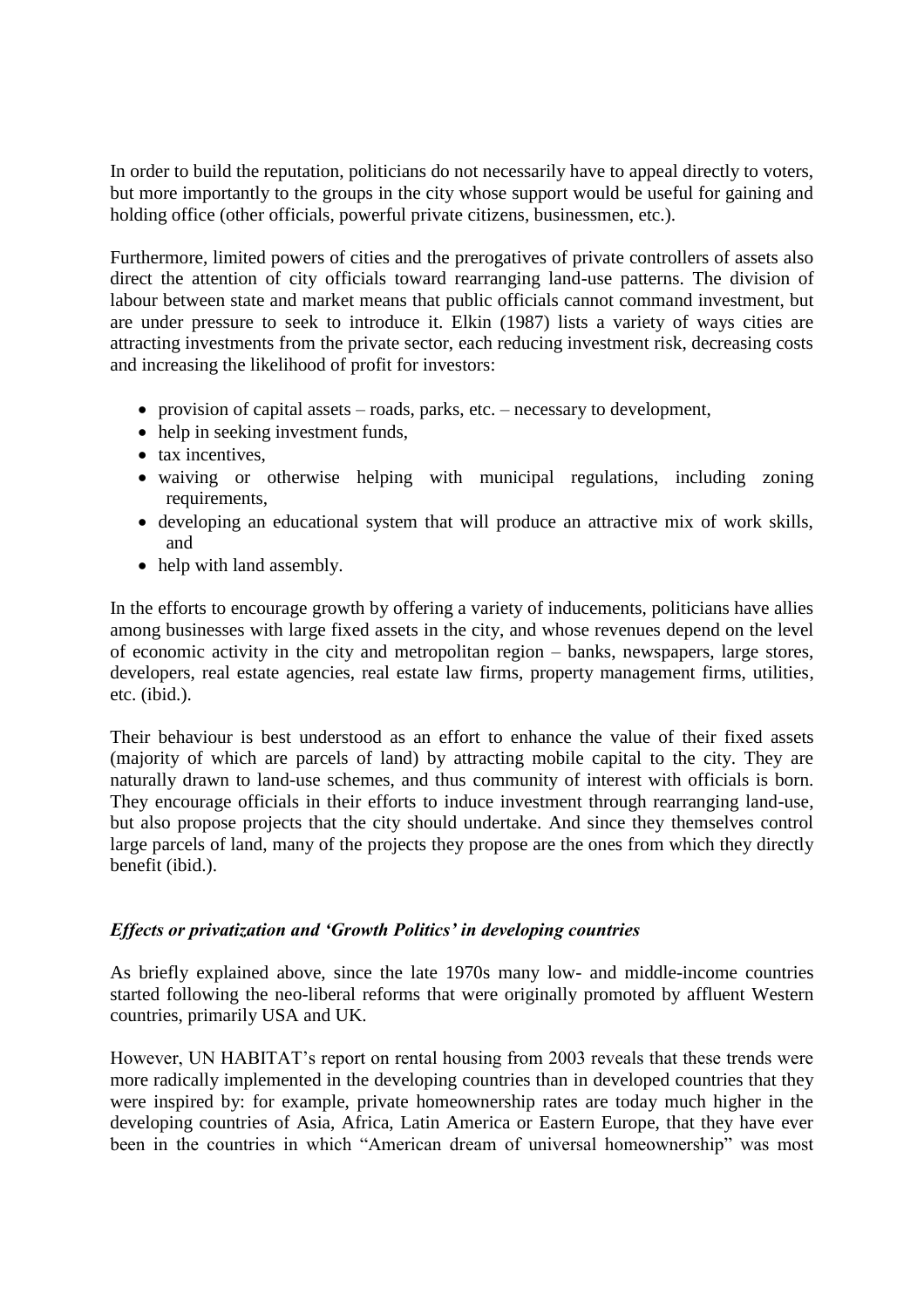In order to build the reputation, politicians do not necessarily have to appeal directly to voters, but more importantly to the groups in the city whose support would be useful for gaining and holding office (other officials, powerful private citizens, businessmen, etc.).

Furthermore, limited powers of cities and the prerogatives of private controllers of assets also direct the attention of city officials toward rearranging land-use patterns. The division of labour between state and market means that public officials cannot command investment, but are under pressure to seek to introduce it. Elkin (1987) lists a variety of ways cities are attracting investments from the private sector, each reducing investment risk, decreasing costs and increasing the likelihood of profit for investors:

- provision of capital assets – roads, parks, etc. – necessary to development,
- help in seeking investment funds,
- tax incentives,
- waiving or otherwise helping with municipal regulations, including zoning requirements,
- developing an educational system that will produce an attractive mix of work skills, and
- help with land assembly.

In the efforts to encourage growth by offering a variety of inducements, politicians have allies among businesses with large fixed assets in the city, and whose revenues depend on the level of economic activity in the city and metropolitan region – banks, newspapers, large stores, developers, real estate agencies, real estate law firms, property management firms, utilities, etc. (ibid.).

Their behaviour is best understood as an effort to enhance the value of their fixed assets (majority of which are parcels of land) by attracting mobile capital to the city. They are naturally drawn to land-use schemes, and thus community of interest with officials is born. They encourage officials in their efforts to induce investment through rearranging land-use, but also propose projects that the city should undertake. And since they themselves control large parcels of land, many of the projects they propose are the ones from which they directly benefit (ibid.).

### *Effects or privatization and 'Growth Politics' in developing countries*

As briefly explained above, since the late 1970s many low- and middle-income countries started following the neo-liberal reforms that were originally promoted by affluent Western countries, primarily USA and UK.

However, UN HABITAT's report on rental housing from 2003 reveals that these trends were more radically implemented in the developing countries than in developed countries that they were inspired by: for example, private homeownership rates are today much higher in the developing countries of Asia, Africa, Latin America or Eastern Europe, that they have ever been in the countries in which "American dream of universal homeownership" was most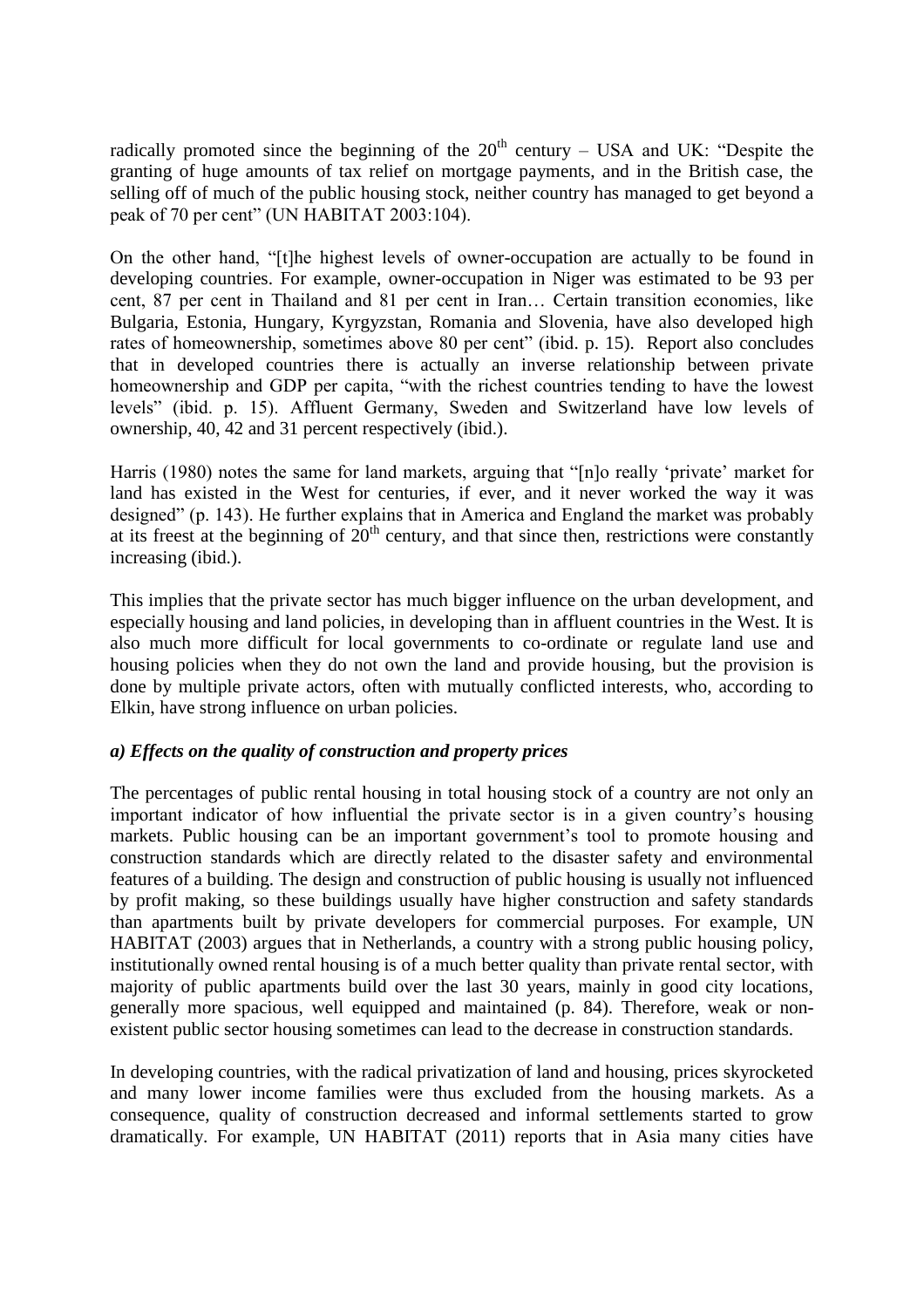radically promoted since the beginning of the 20$^{th}$ century – USA and UK: "Despite the granting of huge amounts of tax relief on mortgage payments, and in the British case, the selling off of much of the public housing stock, neither country has managed to get beyond a peak of 70 per cent" (UN HABITAT 2003:104).

On the other hand, "[t]he highest levels of owner-occupation are actually to be found in developing countries. For example, owner-occupation in Niger was estimated to be 93 per cent, 87 per cent in Thailand and 81 per cent in Iran… Certain transition economies, like Bulgaria, Estonia, Hungary, Kyrgyzstan, Romania and Slovenia, have also developed high rates of homeownership, sometimes above 80 per cent" (ibid. p. 15). Report also concludes that in developed countries there is actually an inverse relationship between private homeownership and GDP per capita, "with the richest countries tending to have the lowest levels" (ibid. p. 15). Affluent Germany, Sweden and Switzerland have low levels of ownership, 40, 42 and 31 percent respectively (ibid.).

Harris (1980) notes the same for land markets, arguing that "[n]o really 'private' market for land has existed in the West for centuries, if ever, and it never worked the way it was designed" (p. 143). He further explains that in America and England the market was probably at its freest at the beginning of 20$^{th}$ century, and that since then, restrictions were constantly increasing (ibid.).

This implies that the private sector has much bigger influence on the urban development, and especially housing and land policies, in developing than in affluent countries in the West. It is also much more difficult for local governments to co-ordinate or regulate land use and housing policies when they do not own the land and provide housing, but the provision is done by multiple private actors, often with mutually conflicted interests, who, according to Elkin, have strong influence on urban policies.

### *a) Effects on the quality of construction and property prices*

The percentages of public rental housing in total housing stock of a country are not only an important indicator of how influential the private sector is in a given country's housing markets. Public housing can be an important government's tool to promote housing and construction standards which are directly related to the disaster safety and environmental features of a building. The design and construction of public housing is usually not influenced by profit making, so these buildings usually have higher construction and safety standards than apartments built by private developers for commercial purposes. For example, UN HABITAT (2003) argues that in Netherlands, a country with a strong public housing policy, institutionally owned rental housing is of a much better quality than private rental sector, with majority of public apartments build over the last 30 years, mainly in good city locations, generally more spacious, well equipped and maintained (p. 84). Therefore, weak or non-existent public sector housing sometimes can lead to the decrease in construction standards.

In developing countries, with the radical privatization of land and housing, prices skyrocketed and many lower income families were thus excluded from the housing markets. As a consequence, quality of construction decreased and informal settlements started to grow dramatically. For example, UN HABITAT (2011) reports that in Asia many cities have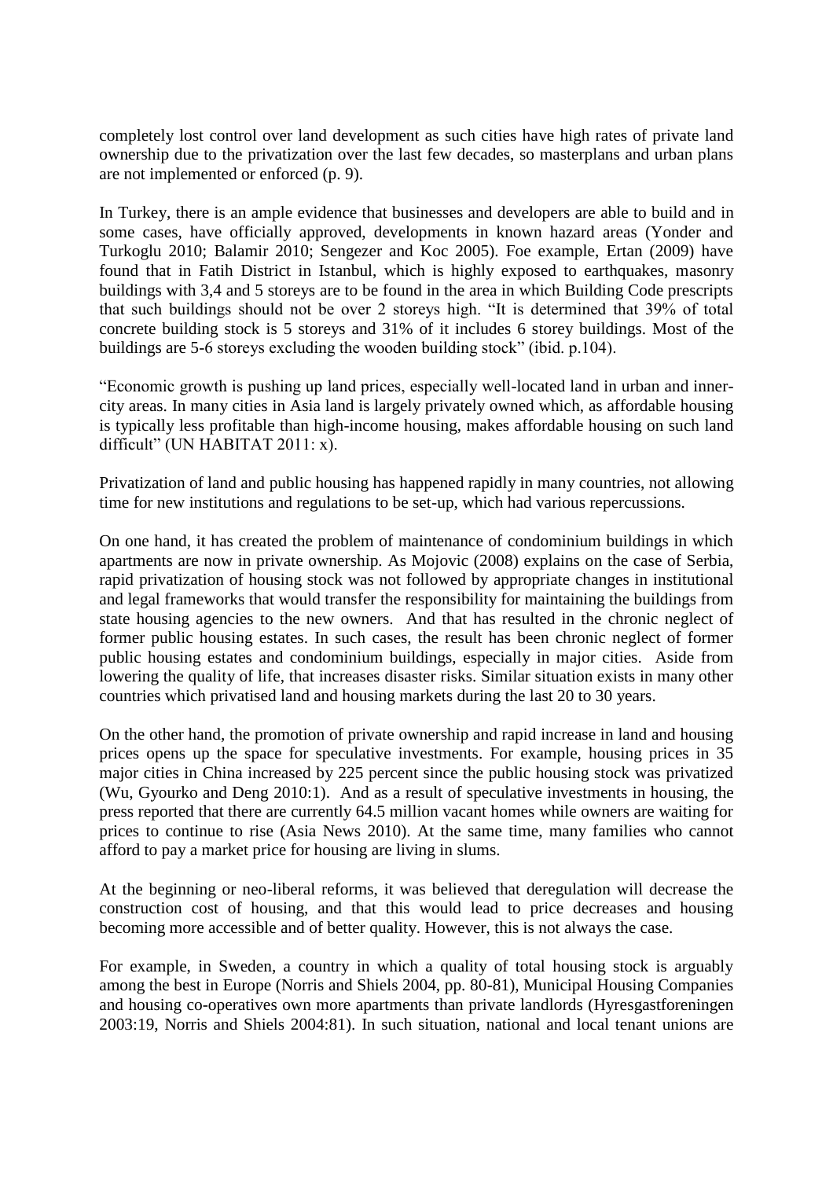completely lost control over land development as such cities have high rates of private land ownership due to the privatization over the last few decades, so masterplans and urban plans are not implemented or enforced (p. 9).

In Turkey, there is an ample evidence that businesses and developers are able to build and in some cases, have officially approved, developments in known hazard areas (Yonder and Turkoglu 2010; Balamir 2010; Sengezer and Koc 2005). Foe example, Ertan (2009) have found that in Fatih District in Istanbul, which is highly exposed to earthquakes, masonry buildings with 3,4 and 5 storeys are to be found in the area in which Building Code prescripts that such buildings should not be over 2 storeys high. "It is determined that 39% of total concrete building stock is 5 storeys and 31% of it includes 6 storey buildings. Most of the buildings are 5-6 storeys excluding the wooden building stock" (ibid. p.104).

"Economic growth is pushing up land prices, especially well-located land in urban and inner-city areas. In many cities in Asia land is largely privately owned which, as affordable housing is typically less profitable than high-income housing, makes affordable housing on such land difficult" (UN HABITAT 2011: x).

Privatization of land and public housing has happened rapidly in many countries, not allowing time for new institutions and regulations to be set-up, which had various repercussions.

On one hand, it has created the problem of maintenance of condominium buildings in which apartments are now in private ownership. As Mojovic (2008) explains on the case of Serbia, rapid privatization of housing stock was not followed by appropriate changes in institutional and legal frameworks that would transfer the responsibility for maintaining the buildings from state housing agencies to the new owners. And that has resulted in the chronic neglect of former public housing estates. In such cases, the result has been chronic neglect of former public housing estates and condominium buildings, especially in major cities. Aside from lowering the quality of life, that increases disaster risks. Similar situation exists in many other countries which privatised land and housing markets during the last 20 to 30 years.

On the other hand, the promotion of private ownership and rapid increase in land and housing prices opens up the space for speculative investments. For example, housing prices in 35 major cities in China increased by 225 percent since the public housing stock was privatized (Wu, Gyourko and Deng 2010:1). And as a result of speculative investments in housing, the press reported that there are currently 64.5 million vacant homes while owners are waiting for prices to continue to rise (Asia News 2010). At the same time, many families who cannot afford to pay a market price for housing are living in slums.

At the beginning or neo-liberal reforms, it was believed that deregulation will decrease the construction cost of housing, and that this would lead to price decreases and housing becoming more accessible and of better quality. However, this is not always the case.

For example, in Sweden, a country in which a quality of total housing stock is arguably among the best in Europe (Norris and Shiels 2004, pp. 80-81), Municipal Housing Companies and housing co-operatives own more apartments than private landlords (Hyresgastforeningen 2003:19, Norris and Shiels 2004:81). In such situation, national and local tenant unions are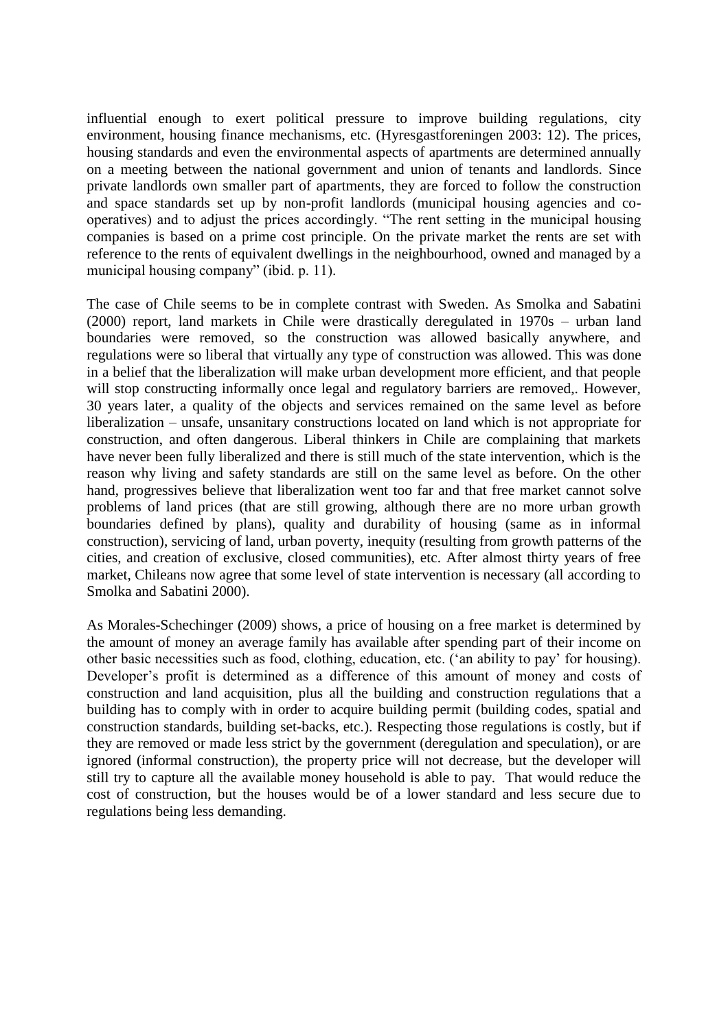influential enough to exert political pressure to improve building regulations, city environment, housing finance mechanisms, etc. (Hyresgastforeningen 2003: 12). The prices, housing standards and even the environmental aspects of apartments are determined annually on a meeting between the national government and union of tenants and landlords. Since private landlords own smaller part of apartments, they are forced to follow the construction and space standards set up by non-profit landlords (municipal housing agencies and co-operatives) and to adjust the prices accordingly. "The rent setting in the municipal housing companies is based on a prime cost principle. On the private market the rents are set with reference to the rents of equivalent dwellings in the neighbourhood, owned and managed by a municipal housing company" (ibid. p. 11).

The case of Chile seems to be in complete contrast with Sweden. As Smolka and Sabatini (2000) report, land markets in Chile were drastically deregulated in 1970s – urban land boundaries were removed, so the construction was allowed basically anywhere, and regulations were so liberal that virtually any type of construction was allowed. This was done in a belief that the liberalization will make urban development more efficient, and that people will stop constructing informally once legal and regulatory barriers are removed,. However, 30 years later, a quality of the objects and services remained on the same level as before liberalization – unsafe, unsanitary constructions located on land which is not appropriate for construction, and often dangerous. Liberal thinkers in Chile are complaining that markets have never been fully liberalized and there is still much of the state intervention, which is the reason why living and safety standards are still on the same level as before. On the other hand, progressives believe that liberalization went too far and that free market cannot solve problems of land prices (that are still growing, although there are no more urban growth boundaries defined by plans), quality and durability of housing (same as in informal construction), servicing of land, urban poverty, inequity (resulting from growth patterns of the cities, and creation of exclusive, closed communities), etc. After almost thirty years of free market, Chileans now agree that some level of state intervention is necessary (all according to Smolka and Sabatini 2000).

As Morales-Schechinger (2009) shows, a price of housing on a free market is determined by the amount of money an average family has available after spending part of their income on other basic necessities such as food, clothing, education, etc. ('an ability to pay' for housing). Developer's profit is determined as a difference of this amount of money and costs of construction and land acquisition, plus all the building and construction regulations that a building has to comply with in order to acquire building permit (building codes, spatial and construction standards, building set-backs, etc.). Respecting those regulations is costly, but if they are removed or made less strict by the government (deregulation and speculation), or are ignored (informal construction), the property price will not decrease, but the developer will still try to capture all the available money household is able to pay. That would reduce the cost of construction, but the houses would be of a lower standard and less secure due to regulations being less demanding.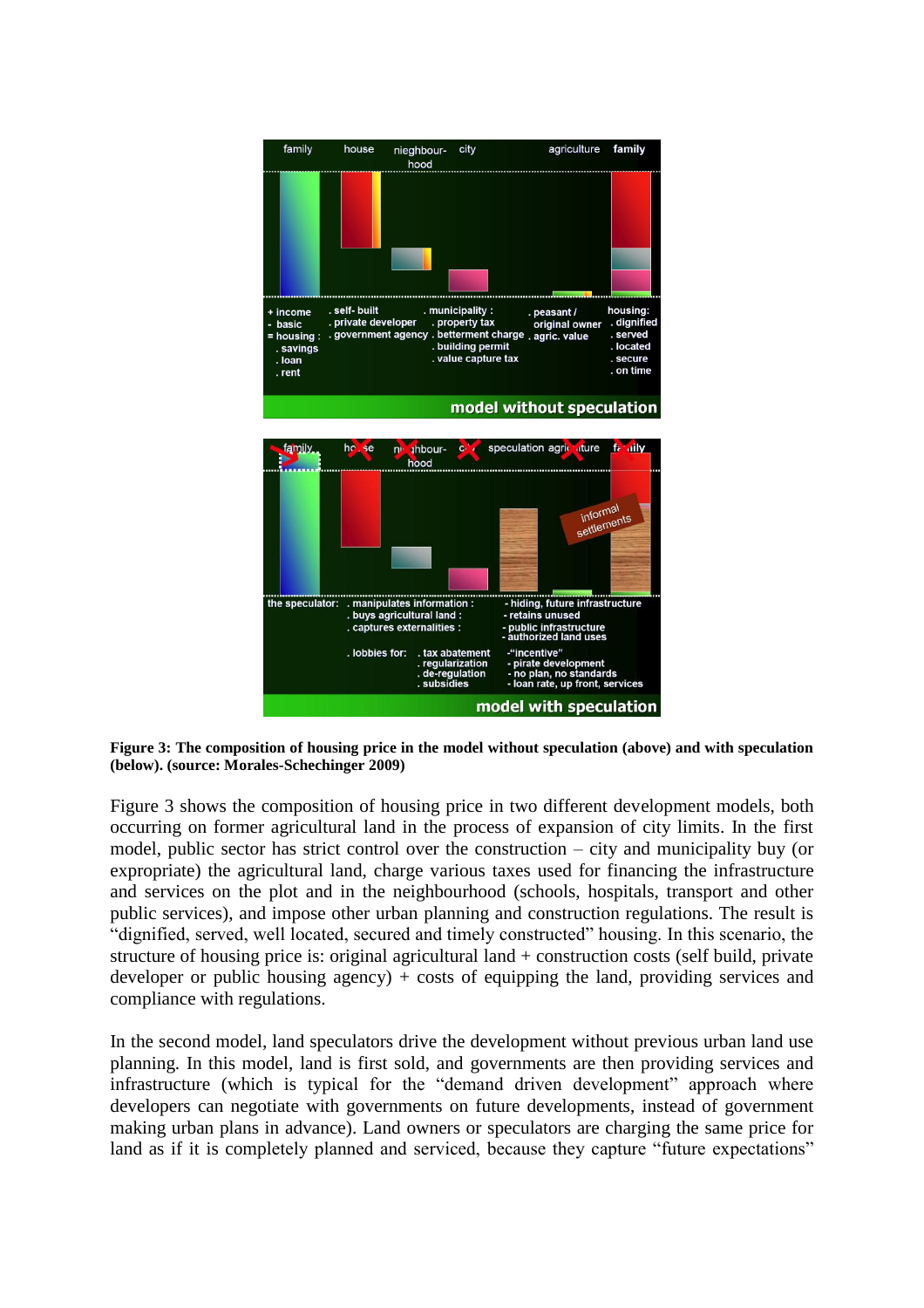family house nieghbour-hood city agriculture family

+ income
- basic
= housing :
. savings
. loan
. rent

. self- built
. private developer
. government agency

. municipality :
. property tax
. betterment charge
. building permit
. value capture tax

. peasant /
original owner
. agric. value

housing:
. dignified
. served
. located
. secure
. on time

model without speculation

family house nieghbour-hood city speculation agriculture family

informal settlements

the speculator: . manipulates information :
. buys agricultural land :
. captures externalities :

- hiding, future infrastructure
- retains unused
- public infrastructure
- authorized land uses

. lobbies for: . tax abatement
. regularization
. de-regulation
. subsidies

-"incentive"
- pirate development
- no plan, no standards
- loan rate, up front, services

model with speculation

**Figure 3: The composition of housing price in the model without speculation (above) and with speculation (below). (source: Morales-Schechinger 2009)**

Figure 3 shows the composition of housing price in two different development models, both occurring on former agricultural land in the process of expansion of city limits. In the first model, public sector has strict control over the construction – city and municipality buy (or expropriate) the agricultural land, charge various taxes used for financing the infrastructure and services on the plot and in the neighbourhood (schools, hospitals, transport and other public services), and impose other urban planning and construction regulations. The result is "dignified, served, well located, secured and timely constructed" housing. In this scenario, the structure of housing price is: original agricultural land + construction costs (self build, private developer or public housing agency) + costs of equipping the land, providing services and compliance with regulations.

In the second model, land speculators drive the development without previous urban land use planning. In this model, land is first sold, and governments are then providing services and infrastructure (which is typical for the "demand driven development" approach where developers can negotiate with governments on future developments, instead of government making urban plans in advance). Land owners or speculators are charging the same price for land as if it is completely planned and serviced, because they capture "future expectations"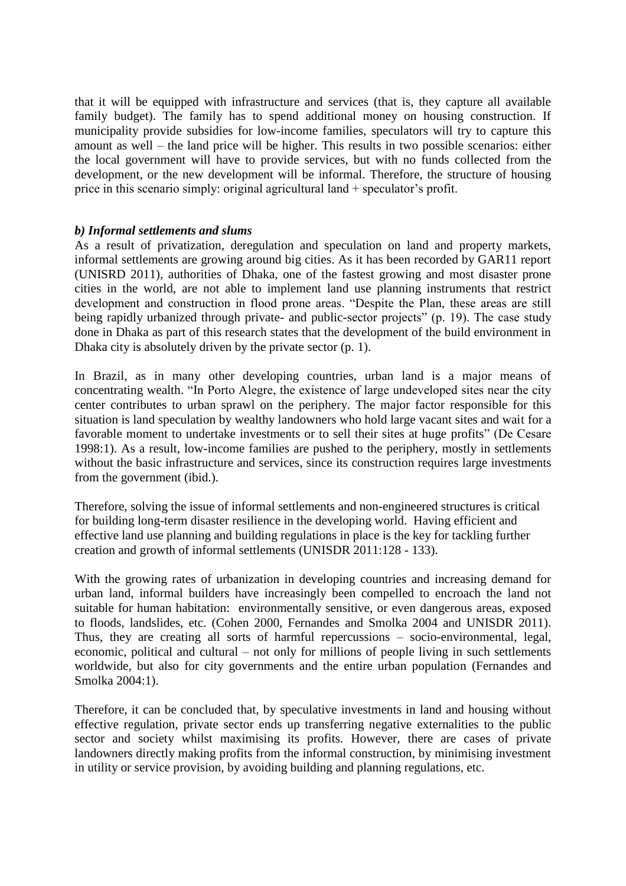that it will be equipped with infrastructure and services (that is, they capture all available family budget). The family has to spend additional money on housing construction. If municipality provide subsidies for low-income families, speculators will try to capture this amount as well – the land price will be higher. This results in two possible scenarios: either the local government will have to provide services, but with no funds collected from the development, or the new development will be informal. Therefore, the structure of housing price in this scenario simply: original agricultural land + speculator's profit.

### *b) Informal settlements and slums*

As a result of privatization, deregulation and speculation on land and property markets, informal settlements are growing around big cities. As it has been recorded by GAR11 report (UNISRD 2011), authorities of Dhaka, one of the fastest growing and most disaster prone cities in the world, are not able to implement land use planning instruments that restrict development and construction in flood prone areas. "Despite the Plan, these areas are still being rapidly urbanized through private- and public-sector projects" (p. 19). The case study done in Dhaka as part of this research states that the development of the build environment in Dhaka city is absolutely driven by the private sector (p. 1).

In Brazil, as in many other developing countries, urban land is a major means of concentrating wealth. "In Porto Alegre, the existence of large undeveloped sites near the city center contributes to urban sprawl on the periphery. The major factor responsible for this situation is land speculation by wealthy landowners who hold large vacant sites and wait for a favorable moment to undertake investments or to sell their sites at huge profits" (De Cesare 1998:1). As a result, low-income families are pushed to the periphery, mostly in settlements without the basic infrastructure and services, since its construction requires large investments from the government (ibid.).

Therefore, solving the issue of informal settlements and non-engineered structures is critical for building long-term disaster resilience in the developing world. Having efficient and effective land use planning and building regulations in place is the key for tackling further creation and growth of informal settlements (UNISDR 2011:128 - 133).

With the growing rates of urbanization in developing countries and increasing demand for urban land, informal builders have increasingly been compelled to encroach the land not suitable for human habitation: environmentally sensitive, or even dangerous areas, exposed to floods, landslides, etc. (Cohen 2000, Fernandes and Smolka 2004 and UNISDR 2011). Thus, they are creating all sorts of harmful repercussions – socio-environmental, legal, economic, political and cultural – not only for millions of people living in such settlements worldwide, but also for city governments and the entire urban population (Fernandes and Smolka 2004:1).

Therefore, it can be concluded that, by speculative investments in land and housing without effective regulation, private sector ends up transferring negative externalities to the public sector and society whilst maximising its profits. However, there are cases of private landowners directly making profits from the informal construction, by minimising investment in utility or service provision, by avoiding building and planning regulations, etc.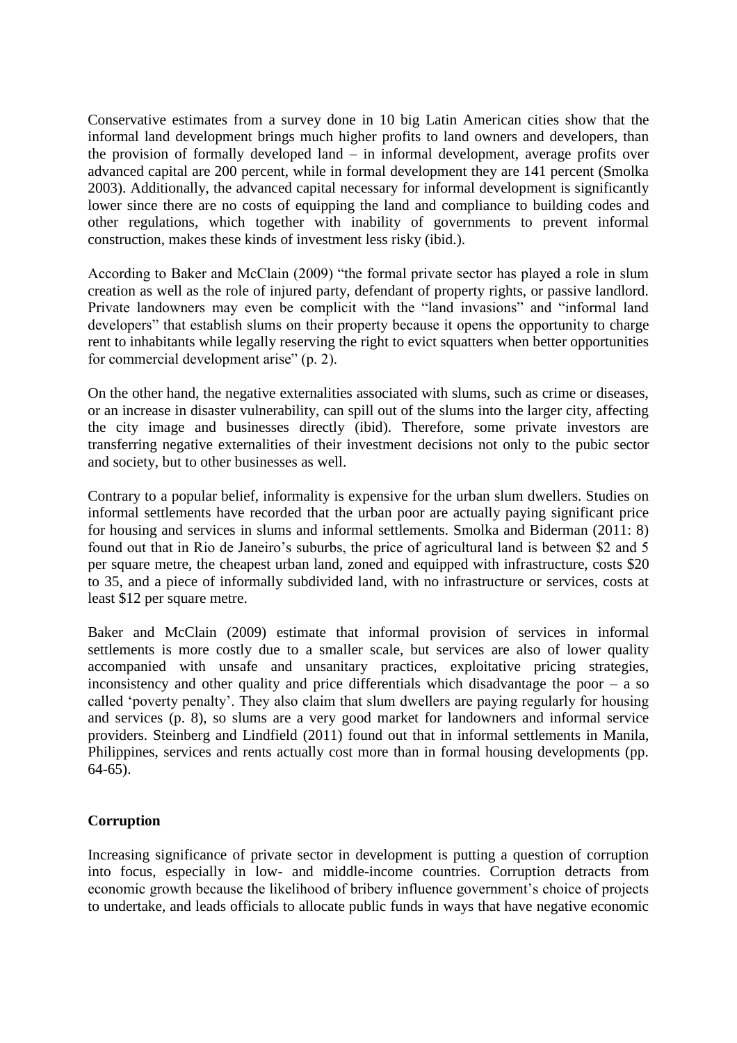Conservative estimates from a survey done in 10 big Latin American cities show that the informal land development brings much higher profits to land owners and developers, than the provision of formally developed land – in informal development, average profits over advanced capital are 200 percent, while in formal development they are 141 percent (Smolka 2003). Additionally, the advanced capital necessary for informal development is significantly lower since there are no costs of equipping the land and compliance to building codes and other regulations, which together with inability of governments to prevent informal construction, makes these kinds of investment less risky (ibid.).

According to Baker and McClain (2009) "the formal private sector has played a role in slum creation as well as the role of injured party, defendant of property rights, or passive landlord. Private landowners may even be complicit with the "land invasions" and "informal land developers" that establish slums on their property because it opens the opportunity to charge rent to inhabitants while legally reserving the right to evict squatters when better opportunities for commercial development arise" (p. 2).

On the other hand, the negative externalities associated with slums, such as crime or diseases, or an increase in disaster vulnerability, can spill out of the slums into the larger city, affecting the city image and businesses directly (ibid). Therefore, some private investors are transferring negative externalities of their investment decisions not only to the pubic sector and society, but to other businesses as well.

Contrary to a popular belief, informality is expensive for the urban slum dwellers. Studies on informal settlements have recorded that the urban poor are actually paying significant price for housing and services in slums and informal settlements. Smolka and Biderman (2011: 8) found out that in Rio de Janeiro's suburbs, the price of agricultural land is between \$2 and 5 per square metre, the cheapest urban land, zoned and equipped with infrastructure, costs \$20 to 35, and a piece of informally subdivided land, with no infrastructure or services, costs at least \$12 per square metre.

Baker and McClain (2009) estimate that informal provision of services in informal settlements is more costly due to a smaller scale, but services are also of lower quality accompanied with unsafe and unsanitary practices, exploitative pricing strategies, inconsistency and other quality and price differentials which disadvantage the poor – a so called 'poverty penalty'. They also claim that slum dwellers are paying regularly for housing and services (p. 8), so slums are a very good market for landowners and informal service providers. Steinberg and Lindfield (2011) found out that in informal settlements in Manila, Philippines, services and rents actually cost more than in formal housing developments (pp. 64-65).

## Corruption

Increasing significance of private sector in development is putting a question of corruption into focus, especially in low- and middle-income countries. Corruption detracts from economic growth because the likelihood of bribery influence government's choice of projects to undertake, and leads officials to allocate public funds in ways that have negative economic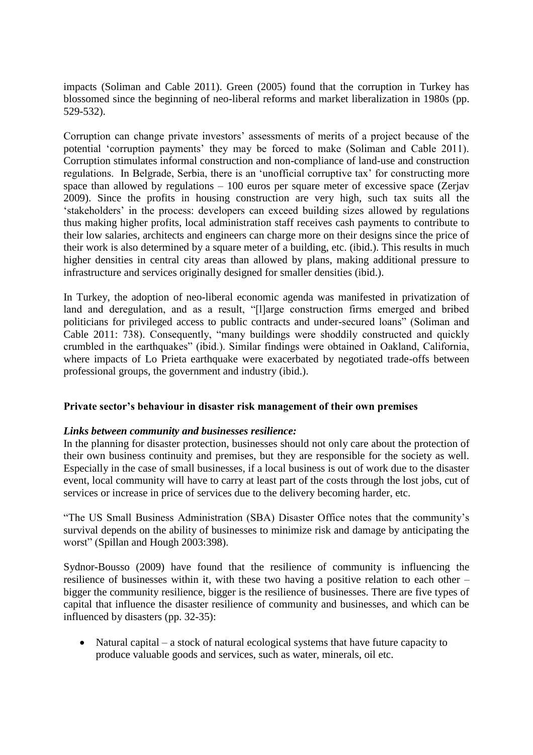impacts (Soliman and Cable 2011). Green (2005) found that the corruption in Turkey has blossomed since the beginning of neo-liberal reforms and market liberalization in 1980s (pp. 529-532).

Corruption can change private investors' assessments of merits of a project because of the potential 'corruption payments' they may be forced to make (Soliman and Cable 2011). Corruption stimulates informal construction and non-compliance of land-use and construction regulations. In Belgrade, Serbia, there is an 'unofficial corruptive tax' for constructing more space than allowed by regulations – 100 euros per square meter of excessive space (Zerjav 2009). Since the profits in housing construction are very high, such tax suits all the 'stakeholders' in the process: developers can exceed building sizes allowed by regulations thus making higher profits, local administration staff receives cash payments to contribute to their low salaries, architects and engineers can charge more on their designs since the price of their work is also determined by a square meter of a building, etc. (ibid.). This results in much higher densities in central city areas than allowed by plans, making additional pressure to infrastructure and services originally designed for smaller densities (ibid.).

In Turkey, the adoption of neo-liberal economic agenda was manifested in privatization of land and deregulation, and as a result, "[l]arge construction firms emerged and bribed politicians for privileged access to public contracts and under-secured loans" (Soliman and Cable 2011: 738). Consequently, "many buildings were shoddily constructed and quickly crumbled in the earthquakes" (ibid.). Similar findings were obtained in Oakland, California, where impacts of Lo Prieta earthquake were exacerbated by negotiated trade-offs between professional groups, the government and industry (ibid.).

## Private sector's behaviour in disaster risk management of their own premises

### *Links between community and businesses resilience:*

In the planning for disaster protection, businesses should not only care about the protection of their own business continuity and premises, but they are responsible for the society as well. Especially in the case of small businesses, if a local business is out of work due to the disaster event, local community will have to carry at least part of the costs through the lost jobs, cut of services or increase in price of services due to the delivery becoming harder, etc.

"The US Small Business Administration (SBA) Disaster Office notes that the community's survival depends on the ability of businesses to minimize risk and damage by anticipating the worst" (Spillan and Hough 2003:398).

Sydnor-Bousso (2009) have found that the resilience of community is influencing the resilience of businesses within it, with these two having a positive relation to each other – bigger the community resilience, bigger is the resilience of businesses. There are five types of capital that influence the disaster resilience of community and businesses, and which can be influenced by disasters (pp. 32-35):

- Natural capital – a stock of natural ecological systems that have future capacity to produce valuable goods and services, such as water, minerals, oil etc.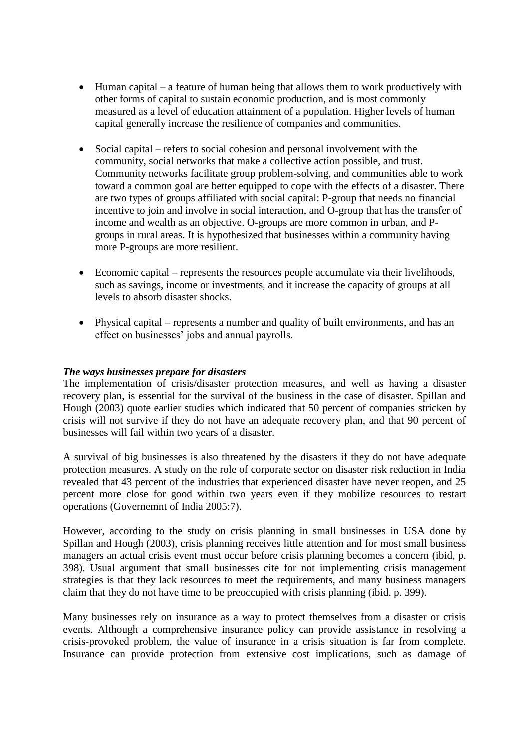- Human capital – a feature of human being that allows them to work productively with other forms of capital to sustain economic production, and is most commonly measured as a level of education attainment of a population. Higher levels of human capital generally increase the resilience of companies and communities.

- Social capital – refers to social cohesion and personal involvement with the community, social networks that make a collective action possible, and trust. Community networks facilitate group problem-solving, and communities able to work toward a common goal are better equipped to cope with the effects of a disaster. There are two types of groups affiliated with social capital: P-group that needs no financial incentive to join and involve in social interaction, and O-group that has the transfer of income and wealth as an objective. O-groups are more common in urban, and P-groups in rural areas. It is hypothesized that businesses within a community having more P-groups are more resilient.

- Economic capital – represents the resources people accumulate via their livelihoods, such as savings, income or investments, and it increase the capacity of groups at all levels to absorb disaster shocks.

- Physical capital – represents a number and quality of built environments, and has an effect on businesses' jobs and annual payrolls.

***The ways businesses prepare for disasters***

The implementation of crisis/disaster protection measures, and well as having a disaster recovery plan, is essential for the survival of the business in the case of disaster. Spillan and Hough (2003) quote earlier studies which indicated that 50 percent of companies stricken by crisis will not survive if they do not have an adequate recovery plan, and that 90 percent of businesses will fail within two years of a disaster.

A survival of big businesses is also threatened by the disasters if they do not have adequate protection measures. A study on the role of corporate sector on disaster risk reduction in India revealed that 43 percent of the industries that experienced disaster have never reopen, and 25 percent more close for good within two years even if they mobilize resources to restart operations (Governemnt of India 2005:7).

However, according to the study on crisis planning in small businesses in USA done by Spillan and Hough (2003), crisis planning receives little attention and for most small business managers an actual crisis event must occur before crisis planning becomes a concern (ibid, p. 398). Usual argument that small businesses cite for not implementing crisis management strategies is that they lack resources to meet the requirements, and many business managers claim that they do not have time to be preoccupied with crisis planning (ibid. p. 399).

Many businesses rely on insurance as a way to protect themselves from a disaster or crisis events. Although a comprehensive insurance policy can provide assistance in resolving a crisis-provoked problem, the value of insurance in a crisis situation is far from complete. Insurance can provide protection from extensive cost implications, such as damage of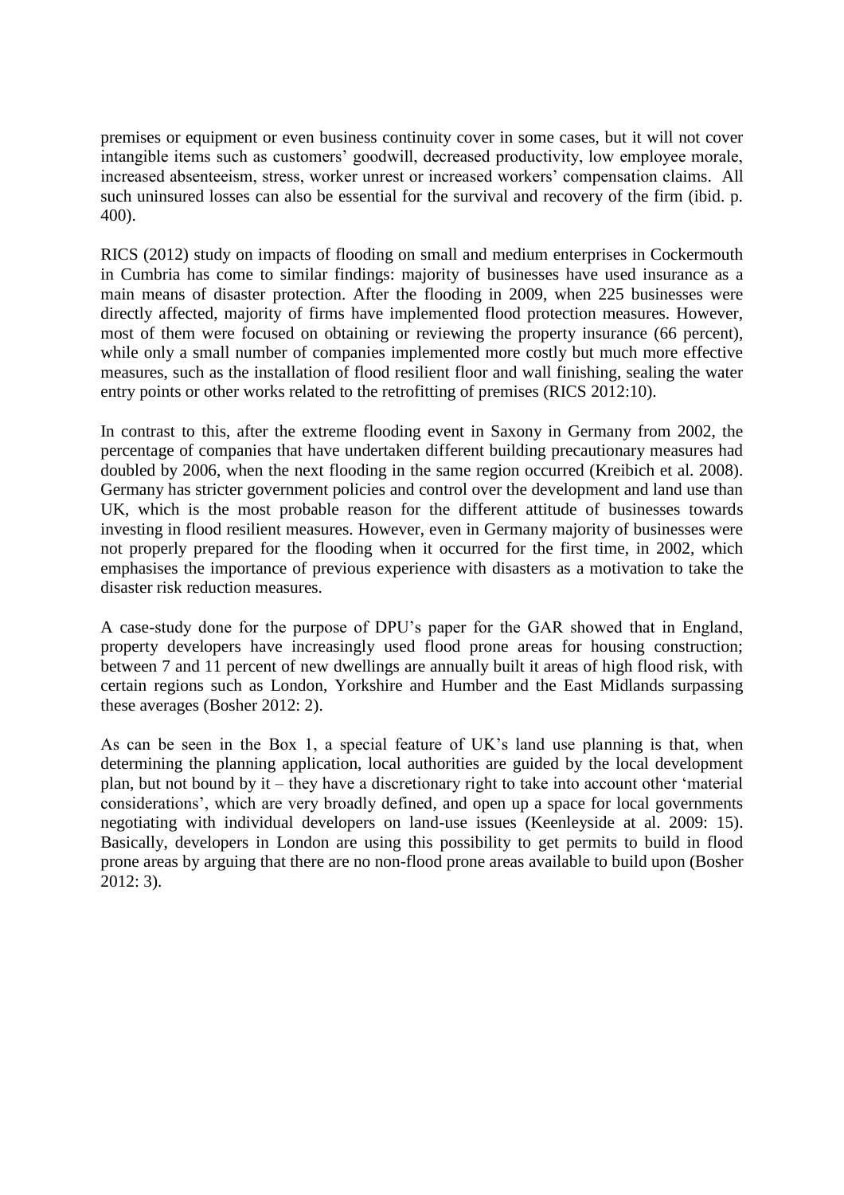premises or equipment or even business continuity cover in some cases, but it will not cover intangible items such as customers' goodwill, decreased productivity, low employee morale, increased absenteeism, stress, worker unrest or increased workers' compensation claims. All such uninsured losses can also be essential for the survival and recovery of the firm (ibid. p. 400).

RICS (2012) study on impacts of flooding on small and medium enterprises in Cockermouth in Cumbria has come to similar findings: majority of businesses have used insurance as a main means of disaster protection. After the flooding in 2009, when 225 businesses were directly affected, majority of firms have implemented flood protection measures. However, most of them were focused on obtaining or reviewing the property insurance (66 percent), while only a small number of companies implemented more costly but much more effective measures, such as the installation of flood resilient floor and wall finishing, sealing the water entry points or other works related to the retrofitting of premises (RICS 2012:10).

In contrast to this, after the extreme flooding event in Saxony in Germany from 2002, the percentage of companies that have undertaken different building precautionary measures had doubled by 2006, when the next flooding in the same region occurred (Kreibich et al. 2008). Germany has stricter government policies and control over the development and land use than UK, which is the most probable reason for the different attitude of businesses towards investing in flood resilient measures. However, even in Germany majority of businesses were not properly prepared for the flooding when it occurred for the first time, in 2002, which emphasises the importance of previous experience with disasters as a motivation to take the disaster risk reduction measures.

A case-study done for the purpose of DPU's paper for the GAR showed that in England, property developers have increasingly used flood prone areas for housing construction; between 7 and 11 percent of new dwellings are annually built it areas of high flood risk, with certain regions such as London, Yorkshire and Humber and the East Midlands surpassing these averages (Bosher 2012: 2).

As can be seen in the Box 1, a special feature of UK's land use planning is that, when determining the planning application, local authorities are guided by the local development plan, but not bound by it – they have a discretionary right to take into account other 'material considerations', which are very broadly defined, and open up a space for local governments negotiating with individual developers on land-use issues (Keenleyside at al. 2009: 15). Basically, developers in London are using this possibility to get permits to build in flood prone areas by arguing that there are no non-flood prone areas available to build upon (Bosher 2012: 3).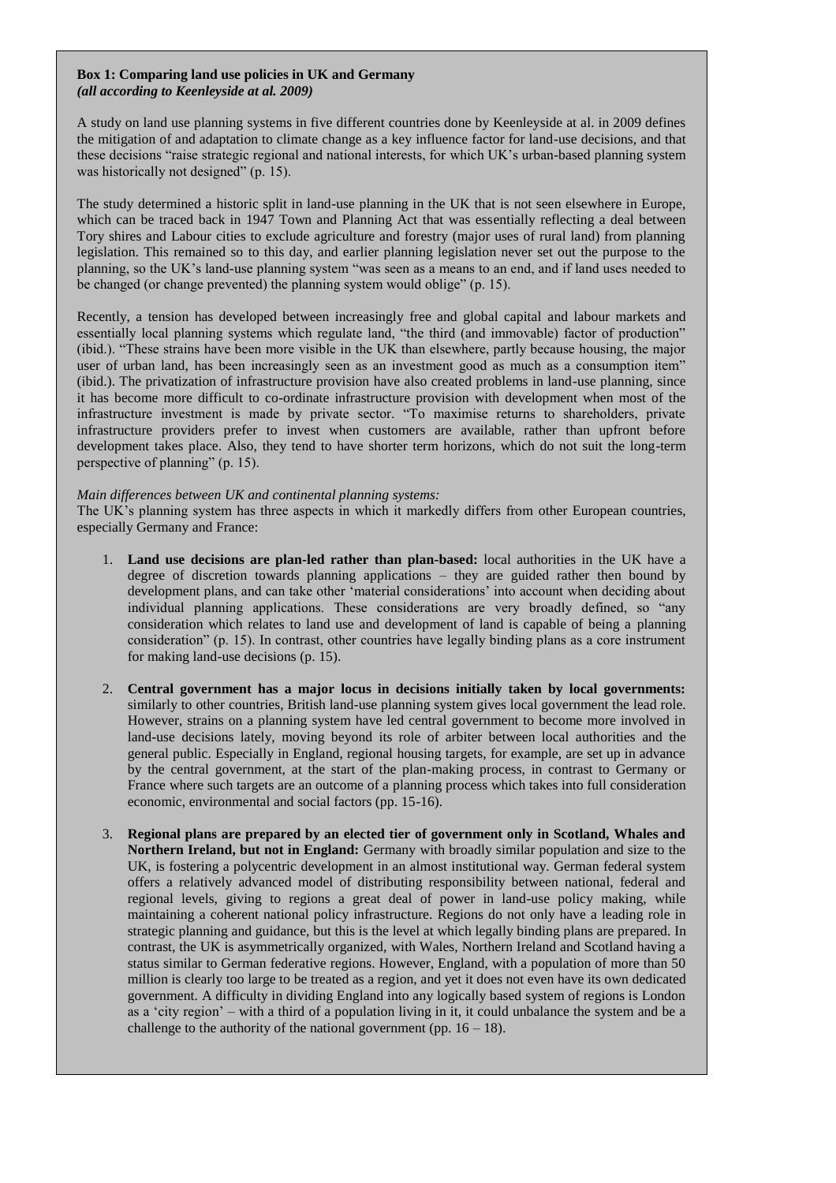**Box 1: Comparing land use policies in UK and Germany**
***(all according to Keenleyside at al. 2009)***

A study on land use planning systems in five different countries done by Keenleyside at al. in 2009 defines the mitigation of and adaptation to climate change as a key influence factor for land-use decisions, and that these decisions "raise strategic regional and national interests, for which UK's urban-based planning system was historically not designed" (p. 15).

The study determined a historic split in land-use planning in the UK that is not seen elsewhere in Europe, which can be traced back in 1947 Town and Planning Act that was essentially reflecting a deal between Tory shires and Labour cities to exclude agriculture and forestry (major uses of rural land) from planning legislation. This remained so to this day, and earlier planning legislation never set out the purpose to the planning, so the UK's land-use planning system "was seen as a means to an end, and if land uses needed to be changed (or change prevented) the planning system would oblige" (p. 15).

Recently, a tension has developed between increasingly free and global capital and labour markets and essentially local planning systems which regulate land, "the third (and immovable) factor of production" (ibid.). "These strains have been more visible in the UK than elsewhere, partly because housing, the major user of urban land, has been increasingly seen as an investment good as much as a consumption item" (ibid.). The privatization of infrastructure provision have also created problems in land-use planning, since it has become more difficult to co-ordinate infrastructure provision with development when most of the infrastructure investment is made by private sector. "To maximise returns to shareholders, private infrastructure providers prefer to invest when customers are available, rather than upfront before development takes place. Also, they tend to have shorter term horizons, which do not suit the long-term perspective of planning" (p. 15).

*Main differences between UK and continental planning systems:*
The UK's planning system has three aspects in which it markedly differs from other European countries, especially Germany and France:

1. **Land use decisions are plan-led rather than plan-based:** local authorities in the UK have a degree of discretion towards planning applications – they are guided rather then bound by development plans, and can take other 'material considerations' into account when deciding about individual planning applications. These considerations are very broadly defined, so "any consideration which relates to land use and development of land is capable of being a planning consideration" (p. 15). In contrast, other countries have legally binding plans as a core instrument for making land-use decisions (p. 15).

2. **Central government has a major locus in decisions initially taken by local governments:** similarly to other countries, British land-use planning system gives local government the lead role. However, strains on a planning system have led central government to become more involved in land-use decisions lately, moving beyond its role of arbiter between local authorities and the general public. Especially in England, regional housing targets, for example, are set up in advance by the central government, at the start of the plan-making process, in contrast to Germany or France where such targets are an outcome of a planning process which takes into full consideration economic, environmental and social factors (pp. 15-16).

3. **Regional plans are prepared by an elected tier of government only in Scotland, Whales and Northern Ireland, but not in England:** Germany with broadly similar population and size to the UK, is fostering a polycentric development in an almost institutional way. German federal system offers a relatively advanced model of distributing responsibility between national, federal and regional levels, giving to regions a great deal of power in land-use policy making, while maintaining a coherent national policy infrastructure. Regions do not only have a leading role in strategic planning and guidance, but this is the level at which legally binding plans are prepared. In contrast, the UK is asymmetrically organized, with Wales, Northern Ireland and Scotland having a status similar to German federative regions. However, England, with a population of more than 50 million is clearly too large to be treated as a region, and yet it does not even have its own dedicated government. A difficulty in dividing England into any logically based system of regions is London as a 'city region' – with a third of a population living in it, it could unbalance the system and be a challenge to the authority of the national government (pp. 16 – 18).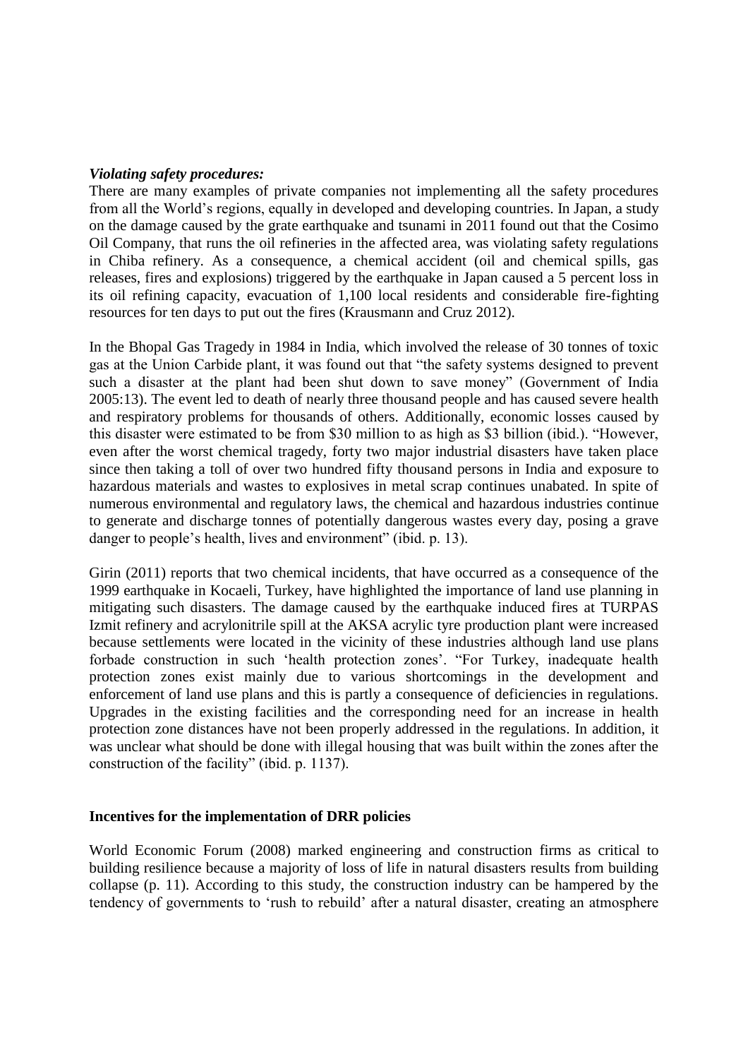***Violating safety procedures:***

There are many examples of private companies not implementing all the safety procedures from all the World's regions, equally in developed and developing countries. In Japan, a study on the damage caused by the grate earthquake and tsunami in 2011 found out that the Cosimo Oil Company, that runs the oil refineries in the affected area, was violating safety regulations in Chiba refinery. As a consequence, a chemical accident (oil and chemical spills, gas releases, fires and explosions) triggered by the earthquake in Japan caused a 5 percent loss in its oil refining capacity, evacuation of 1,100 local residents and considerable fire-fighting resources for ten days to put out the fires (Krausmann and Cruz 2012).

In the Bhopal Gas Tragedy in 1984 in India, which involved the release of 30 tonnes of toxic gas at the Union Carbide plant, it was found out that "the safety systems designed to prevent such a disaster at the plant had been shut down to save money" (Government of India 2005:13). The event led to death of nearly three thousand people and has caused severe health and respiratory problems for thousands of others. Additionally, economic losses caused by this disaster were estimated to be from $30 million to as high as $3 billion (ibid.). "However, even after the worst chemical tragedy, forty two major industrial disasters have taken place since then taking a toll of over two hundred fifty thousand persons in India and exposure to hazardous materials and wastes to explosives in metal scrap continues unabated. In spite of numerous environmental and regulatory laws, the chemical and hazardous industries continue to generate and discharge tonnes of potentially dangerous wastes every day, posing a grave danger to people's health, lives and environment" (ibid. p. 13).

Girin (2011) reports that two chemical incidents, that have occurred as a consequence of the 1999 earthquake in Kocaeli, Turkey, have highlighted the importance of land use planning in mitigating such disasters. The damage caused by the earthquake induced fires at TURPAS Izmit refinery and acrylonitrile spill at the AKSA acrylic tyre production plant were increased because settlements were located in the vicinity of these industries although land use plans forbade construction in such 'health protection zones'. "For Turkey, inadequate health protection zones exist mainly due to various shortcomings in the development and enforcement of land use plans and this is partly a consequence of deficiencies in regulations. Upgrades in the existing facilities and the corresponding need for an increase in health protection zone distances have not been properly addressed in the regulations. In addition, it was unclear what should be done with illegal housing that was built within the zones after the construction of the facility" (ibid. p. 1137).

**Incentives for the implementation of DRR policies**

World Economic Forum (2008) marked engineering and construction firms as critical to building resilience because a majority of loss of life in natural disasters results from building collapse (p. 11). According to this study, the construction industry can be hampered by the tendency of governments to 'rush to rebuild' after a natural disaster, creating an atmosphere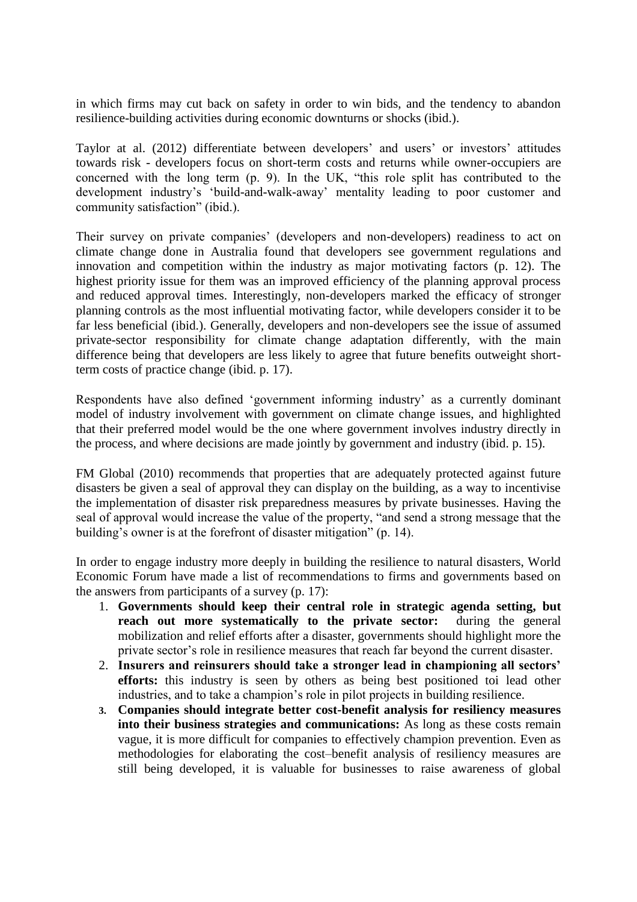in which firms may cut back on safety in order to win bids, and the tendency to abandon resilience-building activities during economic downturns or shocks (ibid.).

Taylor at al. (2012) differentiate between developers' and users' or investors' attitudes towards risk - developers focus on short-term costs and returns while owner-occupiers are concerned with the long term (p. 9). In the UK, "this role split has contributed to the development industry's 'build-and-walk-away' mentality leading to poor customer and community satisfaction" (ibid.).

Their survey on private companies' (developers and non-developers) readiness to act on climate change done in Australia found that developers see government regulations and innovation and competition within the industry as major motivating factors (p. 12). The highest priority issue for them was an improved efficiency of the planning approval process and reduced approval times. Interestingly, non-developers marked the efficacy of stronger planning controls as the most influential motivating factor, while developers consider it to be far less beneficial (ibid.). Generally, developers and non-developers see the issue of assumed private-sector responsibility for climate change adaptation differently, with the main difference being that developers are less likely to agree that future benefits outweight short-term costs of practice change (ibid. p. 17).

Respondents have also defined 'government informing industry' as a currently dominant model of industry involvement with government on climate change issues, and highlighted that their preferred model would be the one where government involves industry directly in the process, and where decisions are made jointly by government and industry (ibid. p. 15).

FM Global (2010) recommends that properties that are adequately protected against future disasters be given a seal of approval they can display on the building, as a way to incentivise the implementation of disaster risk preparedness measures by private businesses. Having the seal of approval would increase the value of the property, "and send a strong message that the building's owner is at the forefront of disaster mitigation" (p. 14).

In order to engage industry more deeply in building the resilience to natural disasters, World Economic Forum have made a list of recommendations to firms and governments based on the answers from participants of a survey (p. 17):

1. **Governments should keep their central role in strategic agenda setting, but reach out more systematically to the private sector:** during the general mobilization and relief efforts after a disaster, governments should highlight more the private sector's role in resilience measures that reach far beyond the current disaster.
2. **Insurers and reinsurers should take a stronger lead in championing all sectors' efforts:** this industry is seen by others as being best positioned toi lead other industries, and to take a champion's role in pilot projects in building resilience.
3. **Companies should integrate better cost-benefit analysis for resiliency measures into their business strategies and communications:** As long as these costs remain vague, it is more difficult for companies to effectively champion prevention. Even as methodologies for elaborating the cost–benefit analysis of resiliency measures are still being developed, it is valuable for businesses to raise awareness of global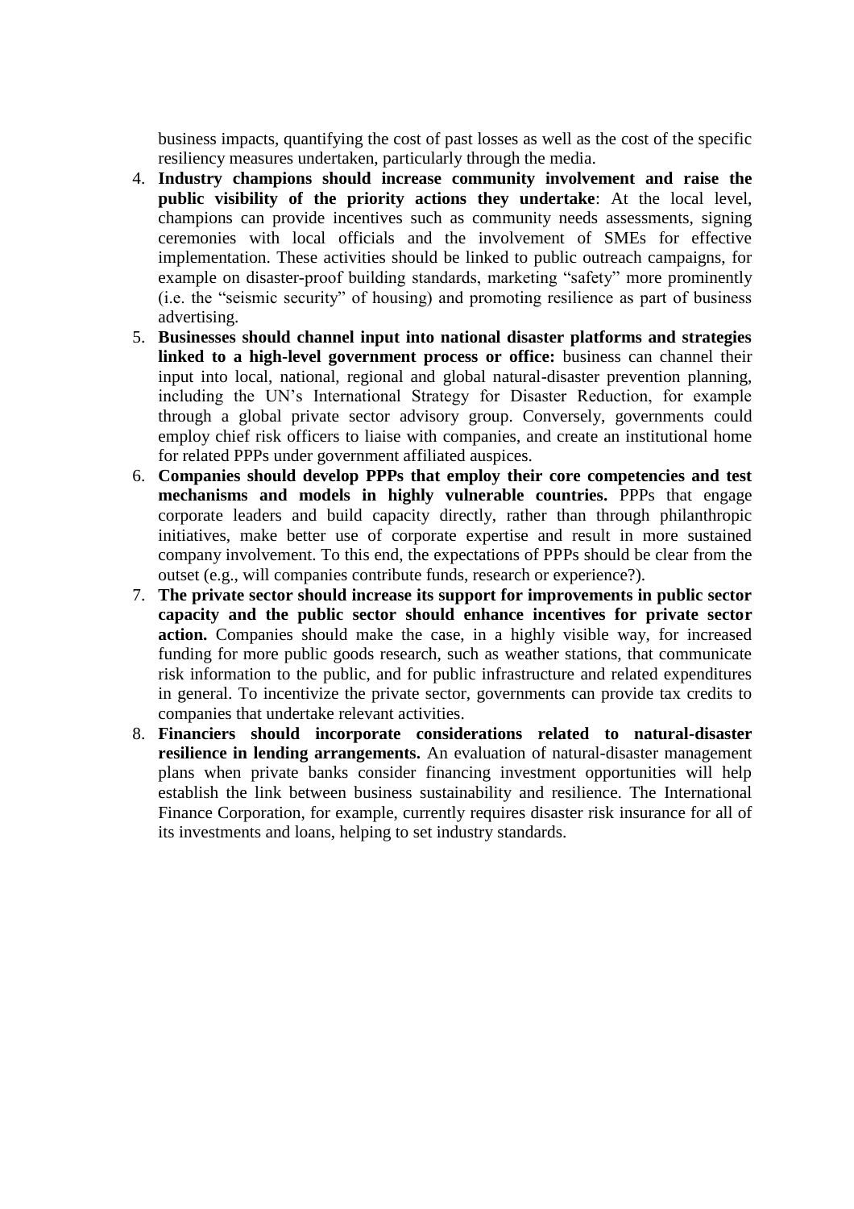business impacts, quantifying the cost of past losses as well as the cost of the specific resiliency measures undertaken, particularly through the media.

4. **Industry champions should increase community involvement and raise the public visibility of the priority actions they undertake**: At the local level, champions can provide incentives such as community needs assessments, signing ceremonies with local officials and the involvement of SMEs for effective implementation. These activities should be linked to public outreach campaigns, for example on disaster-proof building standards, marketing "safety" more prominently (i.e. the "seismic security" of housing) and promoting resilience as part of business advertising.
5. **Businesses should channel input into national disaster platforms and strategies linked to a high-level government process or office:** business can channel their input into local, national, regional and global natural-disaster prevention planning, including the UN's International Strategy for Disaster Reduction, for example through a global private sector advisory group. Conversely, governments could employ chief risk officers to liaise with companies, and create an institutional home for related PPPs under government affiliated auspices.
6. **Companies should develop PPPs that employ their core competencies and test mechanisms and models in highly vulnerable countries.** PPPs that engage corporate leaders and build capacity directly, rather than through philanthropic initiatives, make better use of corporate expertise and result in more sustained company involvement. To this end, the expectations of PPPs should be clear from the outset (e.g., will companies contribute funds, research or experience?).
7. **The private sector should increase its support for improvements in public sector capacity and the public sector should enhance incentives for private sector action.** Companies should make the case, in a highly visible way, for increased funding for more public goods research, such as weather stations, that communicate risk information to the public, and for public infrastructure and related expenditures in general. To incentivize the private sector, governments can provide tax credits to companies that undertake relevant activities.
8. **Financiers should incorporate considerations related to natural-disaster resilience in lending arrangements.** An evaluation of natural-disaster management plans when private banks consider financing investment opportunities will help establish the link between business sustainability and resilience. The International Finance Corporation, for example, currently requires disaster risk insurance for all of its investments and loans, helping to set industry standards.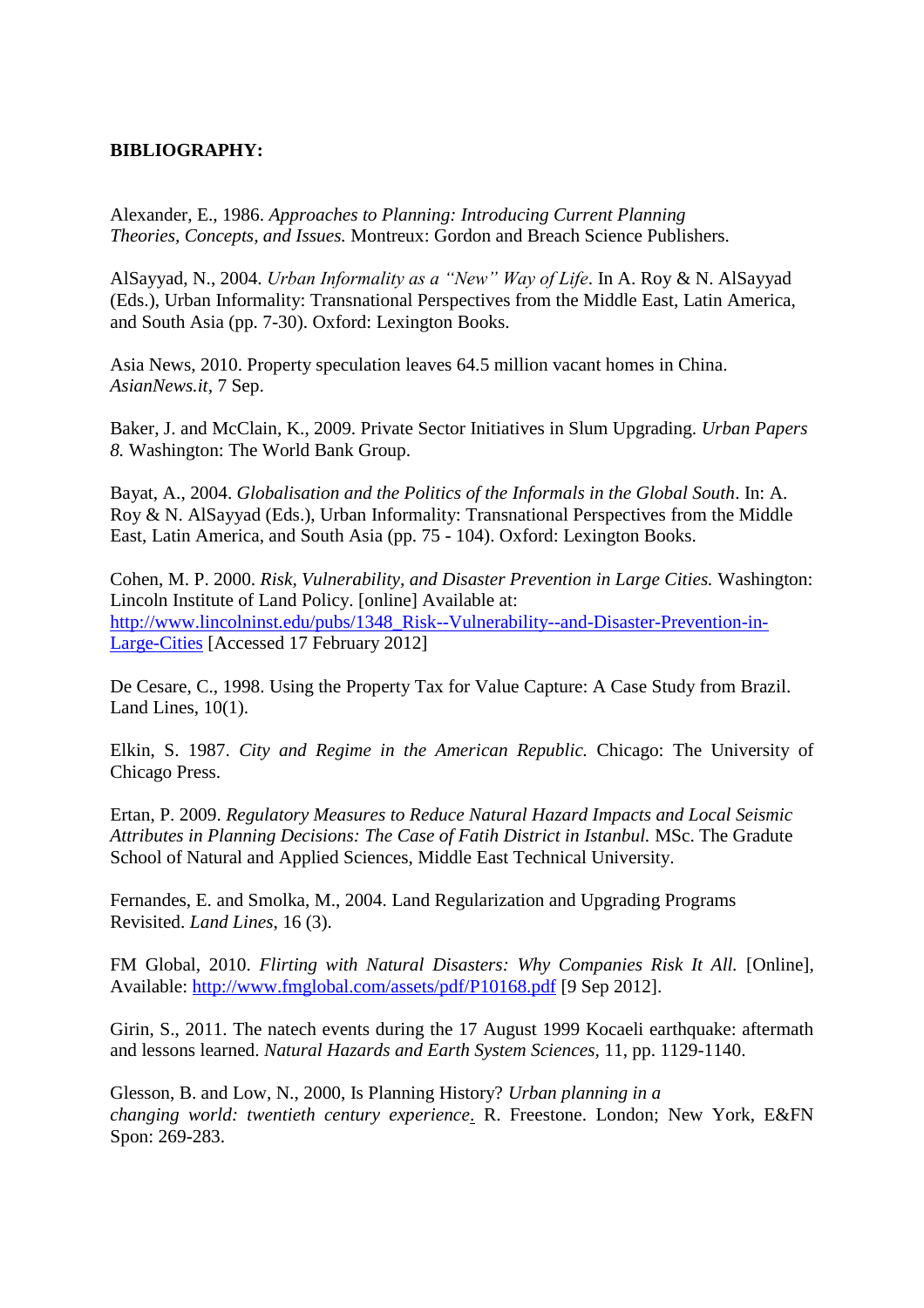**BIBLIOGRAPHY:**

Alexander, E., 1986. *Approaches to Planning: Introducing Current Planning Theories, Concepts, and Issues.* Montreux: Gordon and Breach Science Publishers.

AlSayyad, N., 2004. *Urban Informality as a "New" Way of Life*. In A. Roy & N. AlSayyad (Eds.), Urban Informality: Transnational Perspectives from the Middle East, Latin America, and South Asia (pp. 7-30). Oxford: Lexington Books.

Asia News, 2010. Property speculation leaves 64.5 million vacant homes in China. *AsianNews.it*, 7 Sep.

Baker, J. and McClain, K., 2009. Private Sector Initiatives in Slum Upgrading. *Urban Papers 8.* Washington: The World Bank Group.

Bayat, A., 2004. *Globalisation and the Politics of the Informals in the Global South*. In: A. Roy & N. AlSayyad (Eds.), Urban Informality: Transnational Perspectives from the Middle East, Latin America, and South Asia (pp. 75 - 104). Oxford: Lexington Books.

Cohen, M. P. 2000. *Risk, Vulnerability, and Disaster Prevention in Large Cities.* Washington: Lincoln Institute of Land Policy. [online] Available at: http://www.lincolninst.edu/pubs/1348_Risk--Vulnerability--and-Disaster-Prevention-in-Large-Cities [Accessed 17 February 2012]

De Cesare, C., 1998. Using the Property Tax for Value Capture: A Case Study from Brazil. Land Lines, 10(1).

Elkin, S. 1987. *City and Regime in the American Republic.* Chicago: The University of Chicago Press.

Ertan, P. 2009. *Regulatory Measures to Reduce Natural Hazard Impacts and Local Seismic Attributes in Planning Decisions: The Case of Fatih District in Istanbul.* MSc. The Gradute School of Natural and Applied Sciences, Middle East Technical University.

Fernandes, E. and Smolka, M., 2004. Land Regularization and Upgrading Programs Revisited. *Land Lines*, 16 (3).

FM Global, 2010. *Flirting with Natural Disasters: Why Companies Risk It All.* [Online], Available: http://www.fmglobal.com/assets/pdf/P10168.pdf [9 Sep 2012].

Girin, S., 2011. The natech events during the 17 August 1999 Kocaeli earthquake: aftermath and lessons learned. *Natural Hazards and Earth System Sciences*, 11, pp. 1129-1140.

Glesson, B. and Low, N., 2000, Is Planning History? *Urban planning in a changing world: twentieth century experience*. R. Freestone. London; New York, E&FN Spon: 269-283.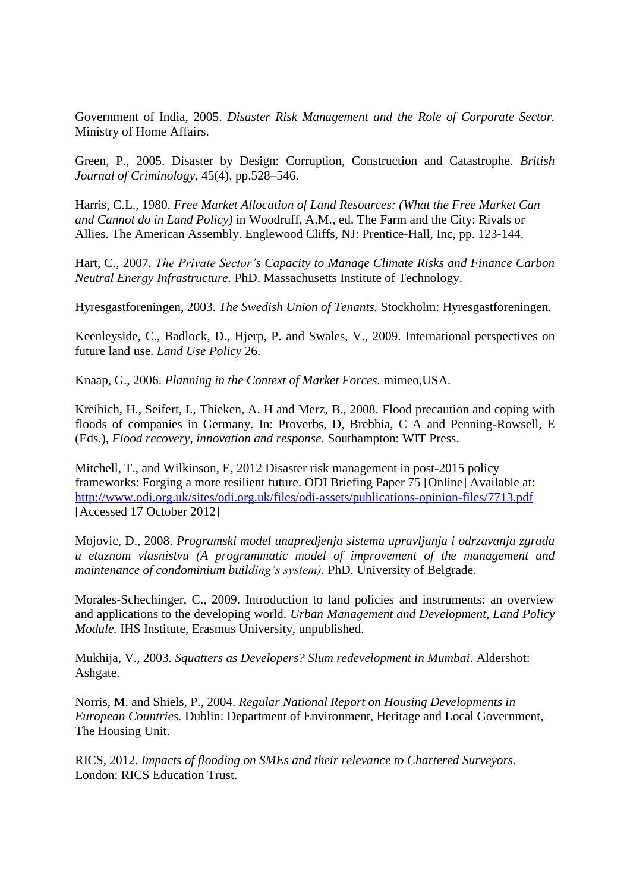Government of India, 2005. *Disaster Risk Management and the Role of Corporate Sector.* Ministry of Home Affairs.

Green, P., 2005. Disaster by Design: Corruption, Construction and Catastrophe. *British Journal of Criminology*, 45(4), pp.528–546.

Harris, C.L., 1980. *Free Market Allocation of Land Resources: (What the Free Market Can and Cannot do in Land Policy)* in Woodruff, A.M., ed. The Farm and the City: Rivals or Allies. The American Assembly. Englewood Cliffs, NJ: Prentice-Hall, Inc, pp. 123-144.

Hart, C., 2007. *The Private Sector's Capacity to Manage Climate Risks and Finance Carbon Neutral Energy Infrastructure.* PhD. Massachusetts Institute of Technology.

Hyresgastforeningen, 2003. *The Swedish Union of Tenants.* Stockholm: Hyresgastforeningen.

Keenleyside, C., Badlock, D., Hjerp, P. and Swales, V., 2009. International perspectives on future land use. *Land Use Policy* 26.

Knaap, G., 2006. *Planning in the Context of Market Forces.* mimeo,USA.

Kreibich, H., Seifert, I., Thieken, A. H and Merz, B., 2008. Flood precaution and coping with floods of companies in Germany. In: Proverbs, D, Brebbia, C A and Penning-Rowsell, E (Eds.), *Flood recovery, innovation and response.* Southampton: WIT Press.

Mitchell, T., and Wilkinson, E, 2012 Disaster risk management in post-2015 policy frameworks: Forging a more resilient future. ODI Briefing Paper 75 [Online] Available at: http://www.odi.org.uk/sites/odi.org.uk/files/odi-assets/publications-opinion-files/7713.pdf [Accessed 17 October 2012]

Mojovic, D., 2008. *Programski model unapredjenja sistema upravljanja i odrzavanja zgrada u etaznom vlasnistvu (A programmatic model of improvement of the management and maintenance of condominium building's system).* PhD. University of Belgrade.

Morales-Schechinger, C., 2009. Introduction to land policies and instruments: an overview and applications to the developing world. *Urban Management and Development, Land Policy Module.* IHS Institute, Erasmus University, unpublished.

Mukhija, V., 2003. *Squatters as Developers? Slum redevelopment in Mumbai*. Aldershot: Ashgate.

Norris, M. and Shiels, P., 2004. *Regular National Report on Housing Developments in European Countries.* Dublin: Department of Environment, Heritage and Local Government, The Housing Unit.

RICS, 2012. *Impacts of flooding on SMEs and their relevance to Chartered Surveyors.* London: RICS Education Trust.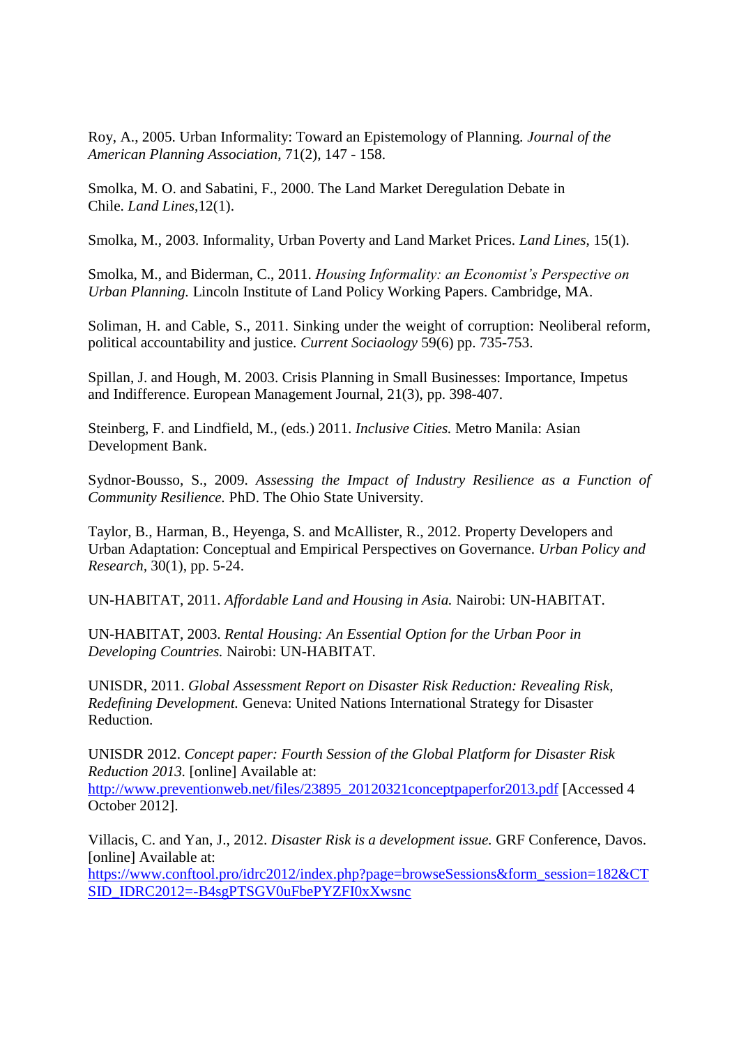Roy, A., 2005. Urban Informality: Toward an Epistemology of Planning. *Journal of the American Planning Association*, 71(2), 147 - 158.

Smolka, M. O. and Sabatini, F., 2000. The Land Market Deregulation Debate in Chile. *Land Lines*,12(1).

Smolka, M., 2003. Informality, Urban Poverty and Land Market Prices. *Land Lines*, 15(1).

Smolka, M., and Biderman, C., 2011. *Housing Informality: an Economist's Perspective on Urban Planning.* Lincoln Institute of Land Policy Working Papers. Cambridge, MA.

Soliman, H. and Cable, S., 2011. Sinking under the weight of corruption: Neoliberal reform, political accountability and justice. *Current Sociaology* 59(6) pp. 735-753.

Spillan, J. and Hough, M. 2003. Crisis Planning in Small Businesses: Importance, Impetus and Indifference. European Management Journal, 21(3), pp. 398-407.

Steinberg, F. and Lindfield, M., (eds.) 2011. *Inclusive Cities.* Metro Manila: Asian Development Bank.

Sydnor-Bousso, S., 2009. *Assessing the Impact of Industry Resilience as a Function of Community Resilience.* PhD. The Ohio State University.

Taylor, B., Harman, B., Heyenga, S. and McAllister, R., 2012. Property Developers and Urban Adaptation: Conceptual and Empirical Perspectives on Governance. *Urban Policy and Research*, 30(1), pp. 5-24.

UN-HABITAT, 2011. *Affordable Land and Housing in Asia.* Nairobi: UN-HABITAT.

UN-HABITAT, 2003. *Rental Housing: An Essential Option for the Urban Poor in Developing Countries.* Nairobi: UN-HABITAT.

UNISDR, 2011. *Global Assessment Report on Disaster Risk Reduction: Revealing Risk, Redefining Development.* Geneva: United Nations International Strategy for Disaster Reduction.

UNISDR 2012. *Concept paper: Fourth Session of the Global Platform for Disaster Risk Reduction 2013.* [online] Available at: http://www.preventionweb.net/files/23895_20120321conceptpaperfor2013.pdf [Accessed 4 October 2012].

Villacis, C. and Yan, J., 2012. *Disaster Risk is a development issue.* GRF Conference, Davos. [online] Available at: https://www.conftool.pro/idrc2012/index.php?page=browseSessions&form_session=182&CTSID_IDRC2012=-B4sgPTSGV0uFbePYZFI0xXwsnc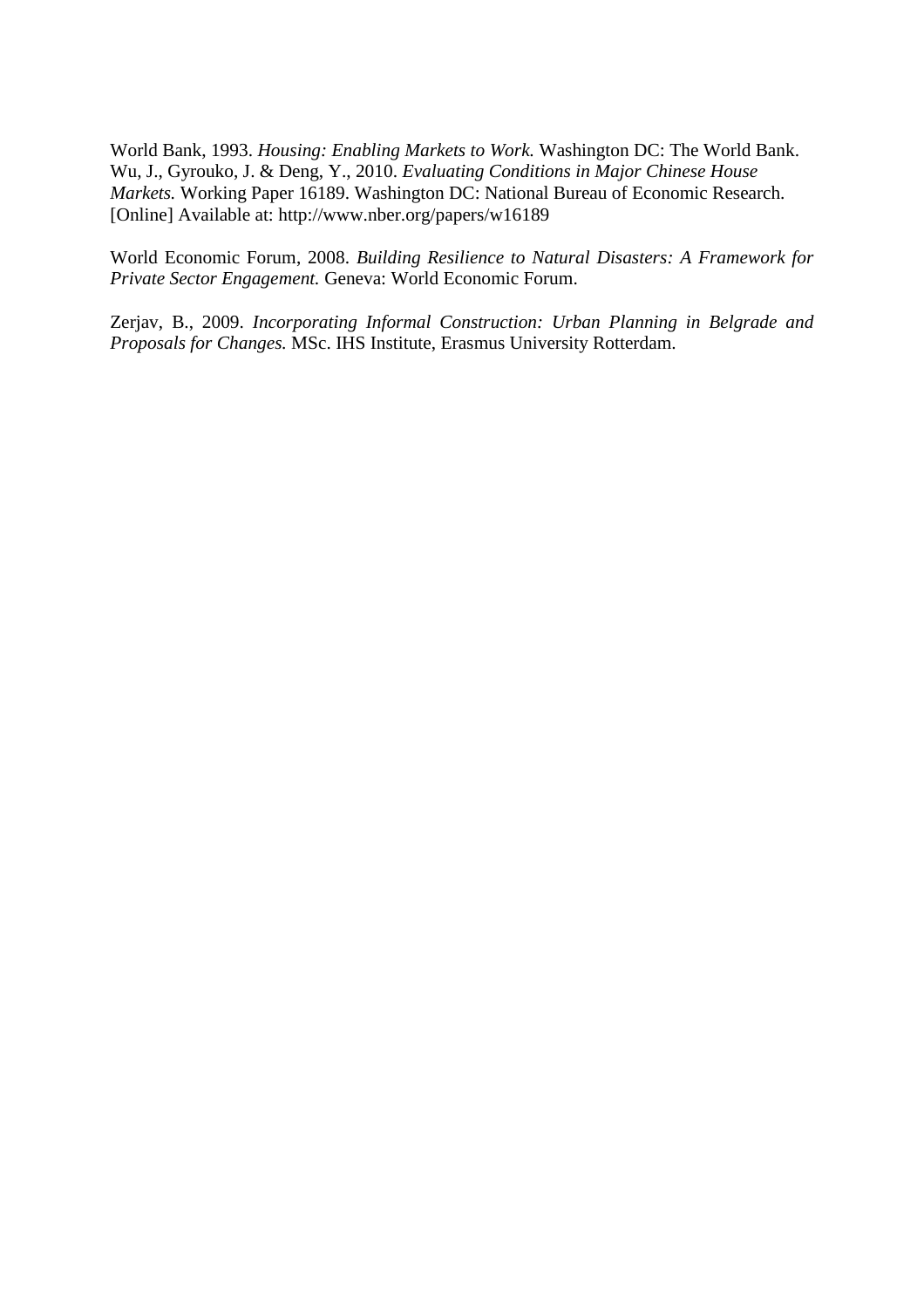World Bank, 1993. *Housing: Enabling Markets to Work.* Washington DC: The World Bank.
Wu, J., Gyrouko, J. & Deng, Y., 2010. *Evaluating Conditions in Major Chinese House Markets.* Working Paper 16189. Washington DC: National Bureau of Economic Research. [Online] Available at: http://www.nber.org/papers/w16189

World Economic Forum, 2008. *Building Resilience to Natural Disasters: A Framework for Private Sector Engagement.* Geneva: World Economic Forum.

Zerjav, B., 2009. *Incorporating Informal Construction: Urban Planning in Belgrade and Proposals for Changes.* MSc. IHS Institute, Erasmus University Rotterdam.